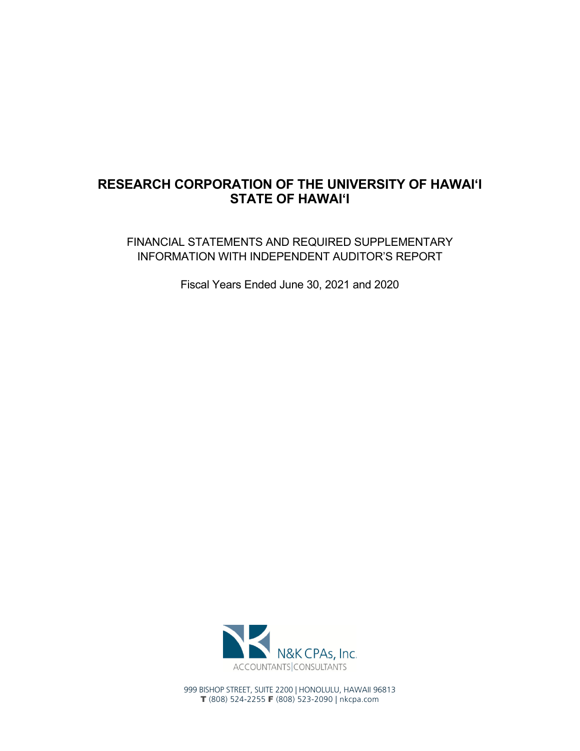# RESEARCH CORPORATION OF THE UNIVERSITY OF HAWAIʻI
# STATE OF HAWAIʻI

FINANCIAL STATEMENTS AND REQUIRED SUPPLEMENTARY INFORMATION WITH INDEPENDENT AUDITOR'S REPORT

Fiscal Years Ended June 30, 2021 and 2020

N&K CPAs, Inc.
ACCOUNTANTS | CONSULTANTS

999 BISHOP STREET, SUITE 2200 | HONOLULU, HAWAII 96813
T (808) 524-2255 F (808) 523-2090 | nkcpa.com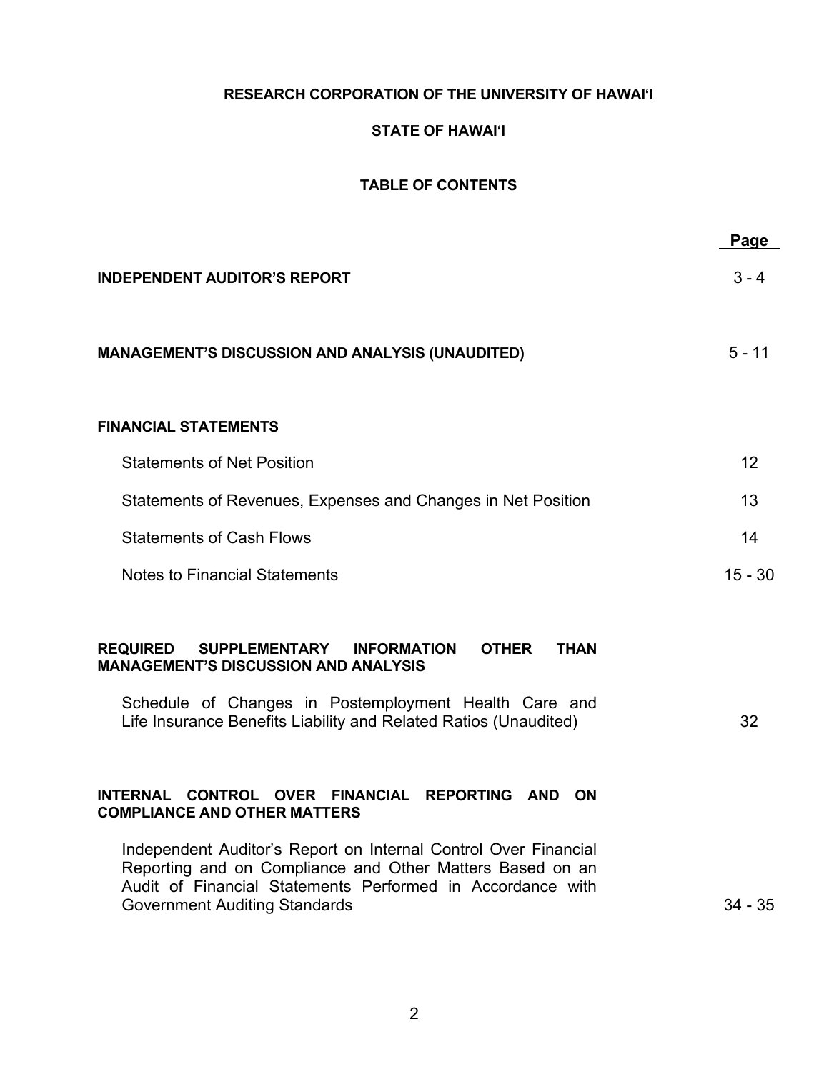**RESEARCH CORPORATION OF THE UNIVERSITY OF HAWAIʻI**

**STATE OF HAWAIʻI**

**TABLE OF CONTENTS**

| | Page |
|---|---|
| **INDEPENDENT AUDITOR'S REPORT** | 3 - 4 |
| **MANAGEMENT'S DISCUSSION AND ANALYSIS (UNAUDITED)** | 5 - 11 |
| **FINANCIAL STATEMENTS** | |
| Statements of Net Position | 12 |
| Statements of Revenues, Expenses and Changes in Net Position | 13 |
| Statements of Cash Flows | 14 |
| Notes to Financial Statements | 15 - 30 |
| **REQUIRED SUPPLEMENTARY INFORMATION OTHER THAN MANAGEMENT'S DISCUSSION AND ANALYSIS** | |
| Schedule of Changes in Postemployment Health Care and Life Insurance Benefits Liability and Related Ratios (Unaudited) | 32 |
| **INTERNAL CONTROL OVER FINANCIAL REPORTING AND ON COMPLIANCE AND OTHER MATTERS** | |
| Independent Auditor's Report on Internal Control Over Financial Reporting and on Compliance and Other Matters Based on an Audit of Financial Statements Performed in Accordance with Government Auditing Standards | 34 - 35 |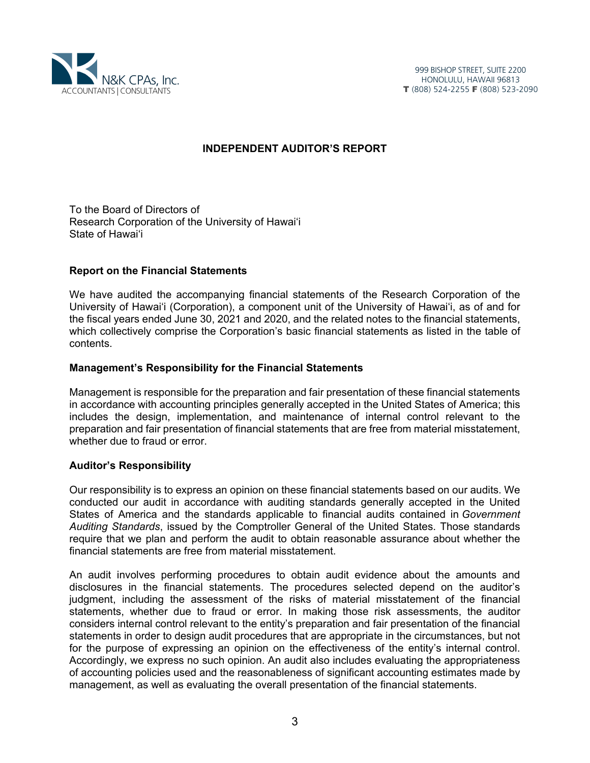N&K CPAs, Inc.
ACCOUNTANTS | CONSULTANTS

999 BISHOP STREET, SUITE 2200
HONOLULU, HAWAII 96813
T (808) 524-2255 F (808) 523-2090

# INDEPENDENT AUDITOR'S REPORT

To the Board of Directors of
Research Corporation of the University of Hawai'i
State of Hawai'i

## Report on the Financial Statements

We have audited the accompanying financial statements of the Research Corporation of the University of Hawai'i (Corporation), a component unit of the University of Hawai'i, as of and for the fiscal years ended June 30, 2021 and 2020, and the related notes to the financial statements, which collectively comprise the Corporation's basic financial statements as listed in the table of contents.

## Management's Responsibility for the Financial Statements

Management is responsible for the preparation and fair presentation of these financial statements in accordance with accounting principles generally accepted in the United States of America; this includes the design, implementation, and maintenance of internal control relevant to the preparation and fair presentation of financial statements that are free from material misstatement, whether due to fraud or error.

## Auditor's Responsibility

Our responsibility is to express an opinion on these financial statements based on our audits. We conducted our audit in accordance with auditing standards generally accepted in the United States of America and the standards applicable to financial audits contained in *Government Auditing Standards*, issued by the Comptroller General of the United States. Those standards require that we plan and perform the audit to obtain reasonable assurance about whether the financial statements are free from material misstatement.

An audit involves performing procedures to obtain audit evidence about the amounts and disclosures in the financial statements. The procedures selected depend on the auditor's judgment, including the assessment of the risks of material misstatement of the financial statements, whether due to fraud or error. In making those risk assessments, the auditor considers internal control relevant to the entity's preparation and fair presentation of the financial statements in order to design audit procedures that are appropriate in the circumstances, but not for the purpose of expressing an opinion on the effectiveness of the entity's internal control. Accordingly, we express no such opinion. An audit also includes evaluating the appropriateness of accounting policies used and the reasonableness of significant accounting estimates made by management, as well as evaluating the overall presentation of the financial statements.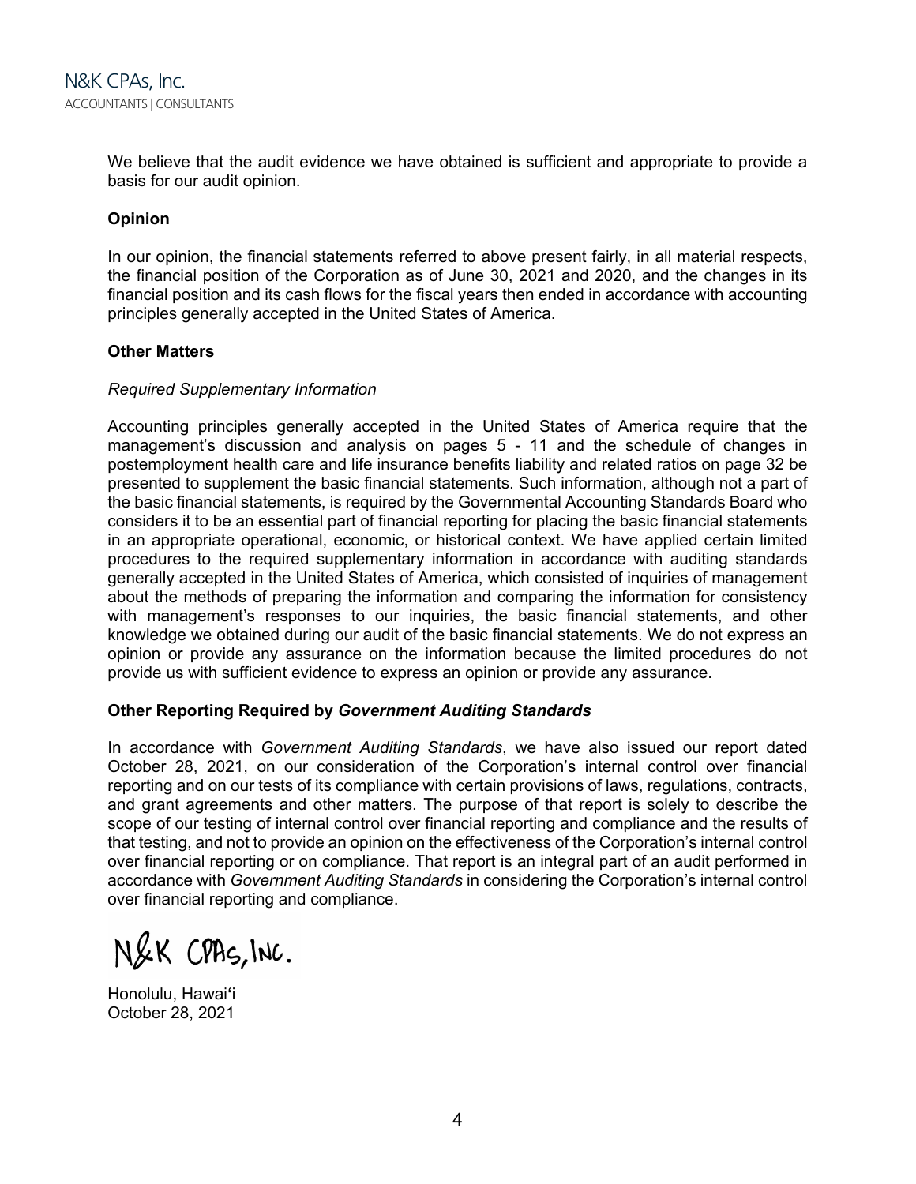We believe that the audit evidence we have obtained is sufficient and appropriate to provide a basis for our audit opinion.

**Opinion**

In our opinion, the financial statements referred to above present fairly, in all material respects, the financial position of the Corporation as of June 30, 2021 and 2020, and the changes in its financial position and its cash flows for the fiscal years then ended in accordance with accounting principles generally accepted in the United States of America.

**Other Matters**

*Required Supplementary Information*

Accounting principles generally accepted in the United States of America require that the management's discussion and analysis on pages 5 - 11 and the schedule of changes in postemployment health care and life insurance benefits liability and related ratios on page 32 be presented to supplement the basic financial statements. Such information, although not a part of the basic financial statements, is required by the Governmental Accounting Standards Board who considers it to be an essential part of financial reporting for placing the basic financial statements in an appropriate operational, economic, or historical context. We have applied certain limited procedures to the required supplementary information in accordance with auditing standards generally accepted in the United States of America, which consisted of inquiries of management about the methods of preparing the information and comparing the information for consistency with management's responses to our inquiries, the basic financial statements, and other knowledge we obtained during our audit of the basic financial statements. We do not express an opinion or provide any assurance on the information because the limited procedures do not provide us with sufficient evidence to express an opinion or provide any assurance.

**Other Reporting Required by *Government Auditing Standards***

In accordance with *Government Auditing Standards*, we have also issued our report dated October 28, 2021, on our consideration of the Corporation's internal control over financial reporting and on our tests of its compliance with certain provisions of laws, regulations, contracts, and grant agreements and other matters. The purpose of that report is solely to describe the scope of our testing of internal control over financial reporting and compliance and the results of that testing, and not to provide an opinion on the effectiveness of the Corporation's internal control over financial reporting or on compliance. That report is an integral part of an audit performed in accordance with *Government Auditing Standards* in considering the Corporation's internal control over financial reporting and compliance.

N&K CPAs, Inc.

Honolulu, Hawai'i
October 28, 2021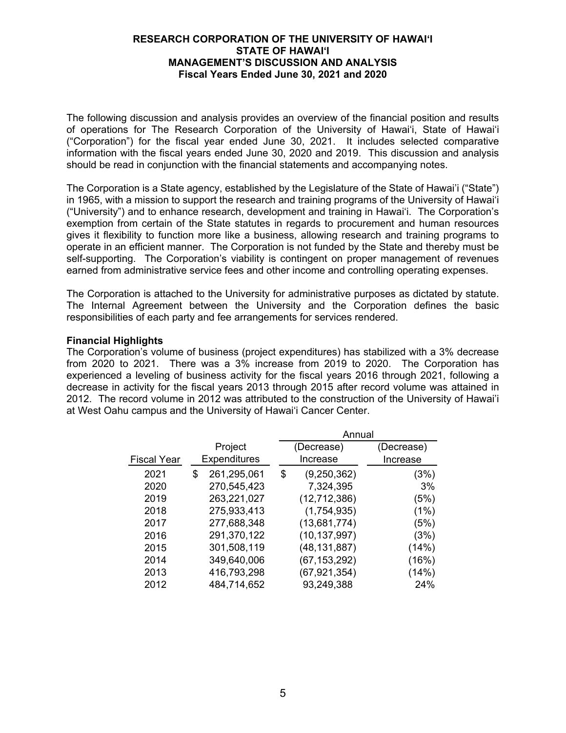# RESEARCH CORPORATION OF THE UNIVERSITY OF HAWAIʻI
## STATE OF HAWAIʻI
## MANAGEMENT'S DISCUSSION AND ANALYSIS
## Fiscal Years Ended June 30, 2021 and 2020

The following discussion and analysis provides an overview of the financial position and results of operations for The Research Corporation of the University of Hawaiʻi, State of Hawaiʻi ("Corporation") for the fiscal year ended June 30, 2021. It includes selected comparative information with the fiscal years ended June 30, 2020 and 2019. This discussion and analysis should be read in conjunction with the financial statements and accompanying notes.

The Corporation is a State agency, established by the Legislature of the State of Hawai'i ("State") in 1965, with a mission to support the research and training programs of the University of Hawaiʻi ("University") and to enhance research, development and training in Hawaiʻi. The Corporation's exemption from certain of the State statutes in regards to procurement and human resources gives it flexibility to function more like a business, allowing research and training programs to operate in an efficient manner. The Corporation is not funded by the State and thereby must be self-supporting. The Corporation's viability is contingent on proper management of revenues earned from administrative service fees and other income and controlling operating expenses.

The Corporation is attached to the University for administrative purposes as dictated by statute. The Internal Agreement between the University and the Corporation defines the basic responsibilities of each party and fee arrangements for services rendered.

**Financial Highlights**

The Corporation's volume of business (project expenditures) has stabilized with a 3% decrease from 2020 to 2021. There was a 3% increase from 2019 to 2020. The Corporation has experienced a leveling of business activity for the fiscal years 2016 through 2021, following a decrease in activity for the fiscal years 2013 through 2015 after record volume was attained in 2012. The record volume in 2012 was attributed to the construction of the University of Hawai'i at West Oahu campus and the University of Hawaiʻi Cancer Center.

| | | Annual | |
|---|---|---|---|
| Fiscal Year | Project Expenditures | (Decrease) Increase | (Decrease) Increase |
| 2021 | $ 261,295,061 | $ (9,250,362) | (3%) |
| 2020 | 270,545,423 | 7,324,395 | 3% |
| 2019 | 263,221,027 | (12,712,386) | (5%) |
| 2018 | 275,933,413 | (1,754,935) | (1%) |
| 2017 | 277,688,348 | (13,681,774) | (5%) |
| 2016 | 291,370,122 | (10,137,997) | (3%) |
| 2015 | 301,508,119 | (48,131,887) | (14%) |
| 2014 | 349,640,006 | (67,153,292) | (16%) |
| 2013 | 416,793,298 | (67,921,354) | (14%) |
| 2012 | 484,714,652 | 93,249,388 | 24% |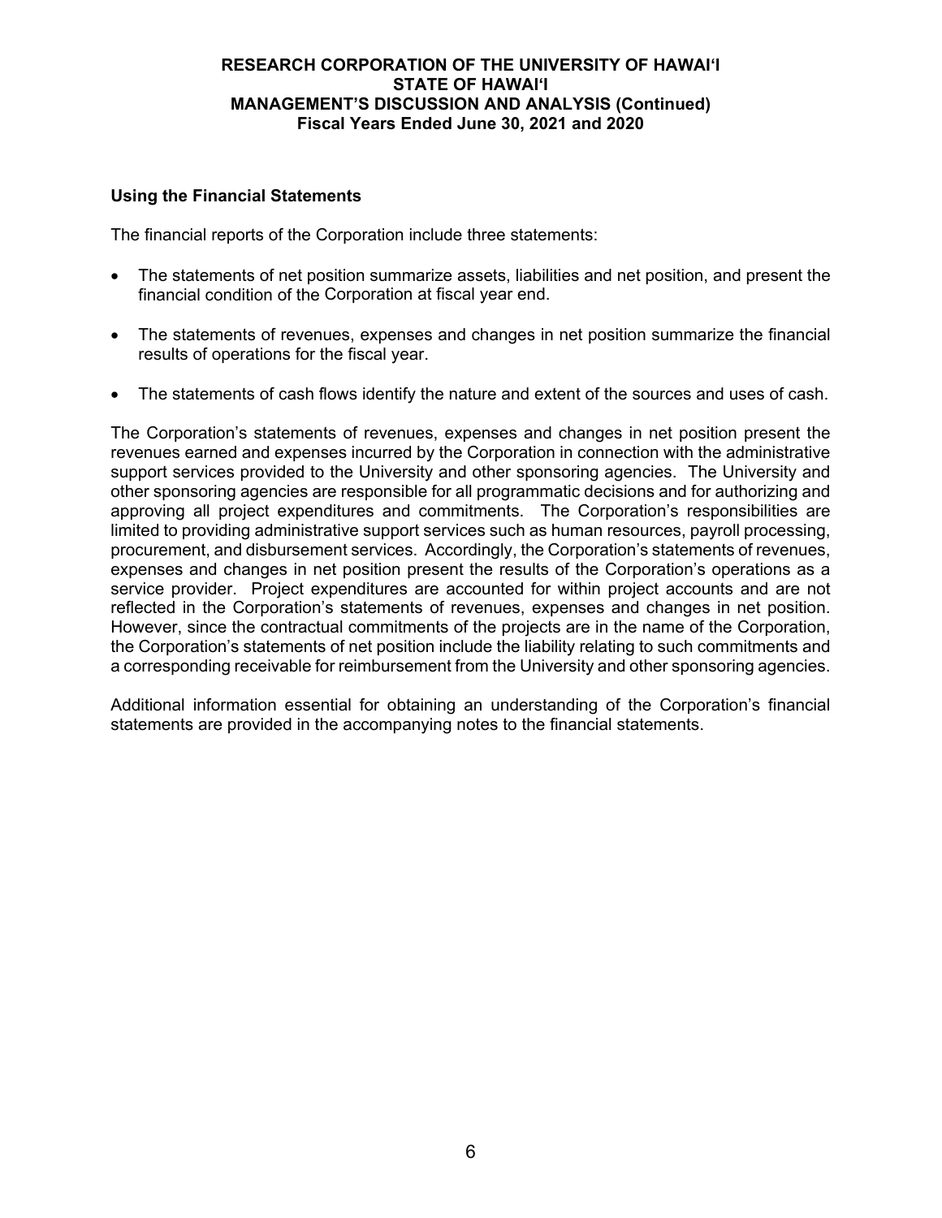## Using the Financial Statements

The financial reports of the Corporation include three statements:

- The statements of net position summarize assets, liabilities and net position, and present the financial condition of the Corporation at fiscal year end.
- The statements of revenues, expenses and changes in net position summarize the financial results of operations for the fiscal year.
- The statements of cash flows identify the nature and extent of the sources and uses of cash.

The Corporation's statements of revenues, expenses and changes in net position present the revenues earned and expenses incurred by the Corporation in connection with the administrative support services provided to the University and other sponsoring agencies. The University and other sponsoring agencies are responsible for all programmatic decisions and for authorizing and approving all project expenditures and commitments. The Corporation's responsibilities are limited to providing administrative support services such as human resources, payroll processing, procurement, and disbursement services. Accordingly, the Corporation's statements of revenues, expenses and changes in net position present the results of the Corporation's operations as a service provider. Project expenditures are accounted for within project accounts and are not reflected in the Corporation's statements of revenues, expenses and changes in net position. However, since the contractual commitments of the projects are in the name of the Corporation, the Corporation's statements of net position include the liability relating to such commitments and a corresponding receivable for reimbursement from the University and other sponsoring agencies.

Additional information essential for obtaining an understanding of the Corporation's financial statements are provided in the accompanying notes to the financial statements.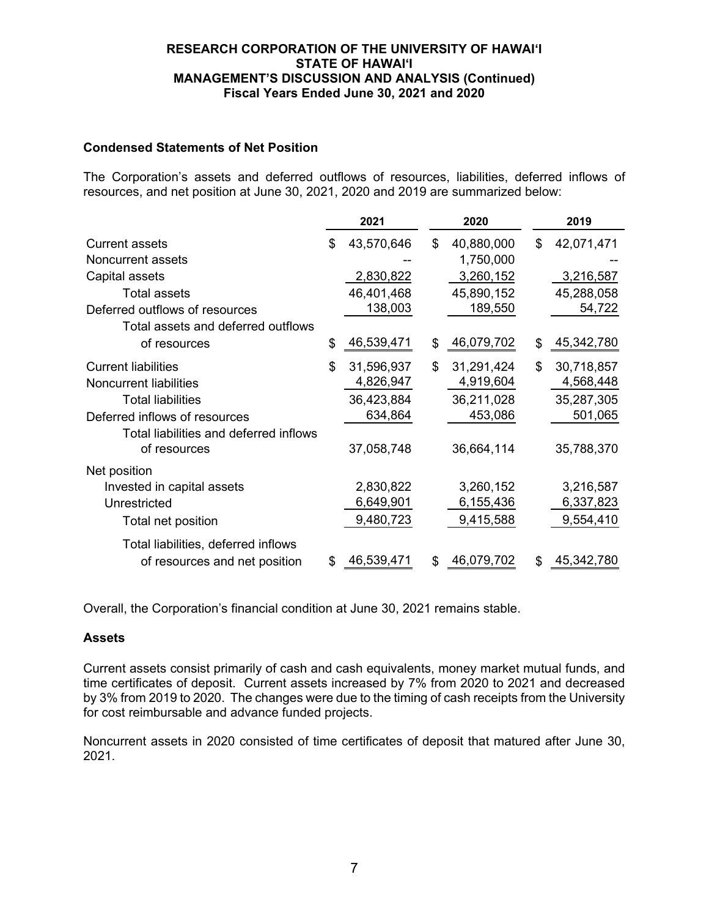## Condensed Statements of Net Position

The Corporation's assets and deferred outflows of resources, liabilities, deferred inflows of resources, and net position at June 30, 2021, 2020 and 2019 are summarized below:

| | 2021 | 2020 | 2019 |
|---|---|---|---|
| Current assets | $ 43,570,646 | $ 40,880,000 | $ 42,071,471 |
| Noncurrent assets | -- | 1,750,000 | -- |
| Capital assets | 2,830,822 | 3,260,152 | 3,216,587 |
| Total assets | 46,401,468 | 45,890,152 | 45,288,058 |
| Deferred outflows of resources | 138,003 | 189,550 | 54,722 |
| Total assets and deferred outflows of resources | $ 46,539,471 | $ 46,079,702 | $ 45,342,780 |
| Current liabilities | $ 31,596,937 | $ 31,291,424 | $ 30,718,857 |
| Noncurrent liabilities | 4,826,947 | 4,919,604 | 4,568,448 |
| Total liabilities | 36,423,884 | 36,211,028 | 35,287,305 |
| Deferred inflows of resources | 634,864 | 453,086 | 501,065 |
| Total liabilities and deferred inflows of resources | 37,058,748 | 36,664,114 | 35,788,370 |
| Net position | | | |
| Invested in capital assets | 2,830,822 | 3,260,152 | 3,216,587 |
| Unrestricted | 6,649,901 | 6,155,436 | 6,337,823 |
| Total net position | 9,480,723 | 9,415,588 | 9,554,410 |
| Total liabilities, deferred inflows of resources and net position | $ 46,539,471 | $ 46,079,702 | $ 45,342,780 |

Overall, the Corporation's financial condition at June 30, 2021 remains stable.

## Assets

Current assets consist primarily of cash and cash equivalents, money market mutual funds, and time certificates of deposit. Current assets increased by 7% from 2020 to 2021 and decreased by 3% from 2019 to 2020. The changes were due to the timing of cash receipts from the University for cost reimbursable and advance funded projects.

Noncurrent assets in 2020 consisted of time certificates of deposit that matured after June 30, 2021.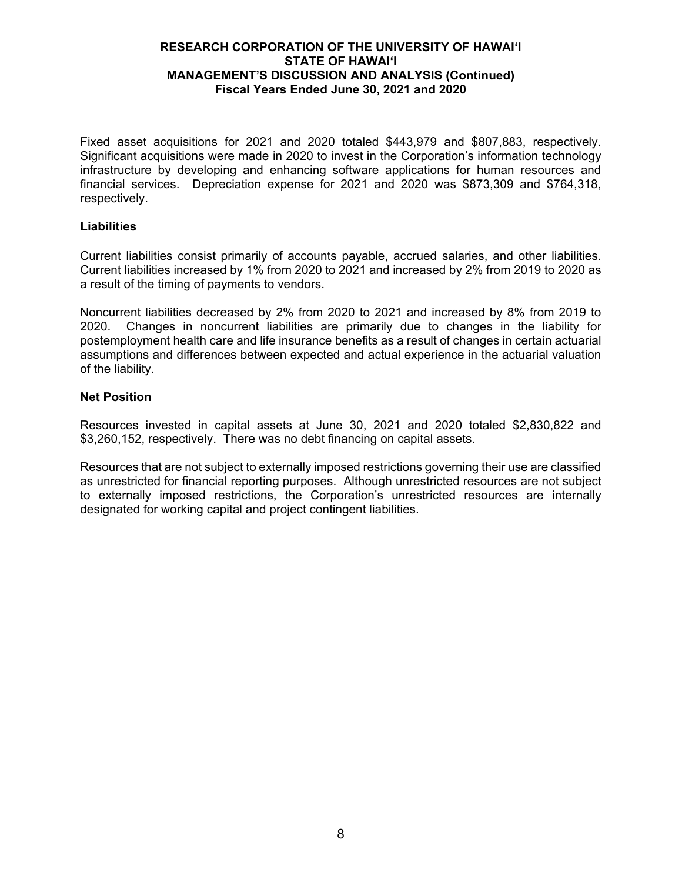Fixed asset acquisitions for 2021 and 2020 totaled $443,979 and $807,883, respectively. Significant acquisitions were made in 2020 to invest in the Corporation's information technology infrastructure by developing and enhancing software applications for human resources and financial services. Depreciation expense for 2021 and 2020 was $873,309 and $764,318, respectively.

### Liabilities

Current liabilities consist primarily of accounts payable, accrued salaries, and other liabilities. Current liabilities increased by 1% from 2020 to 2021 and increased by 2% from 2019 to 2020 as a result of the timing of payments to vendors.

Noncurrent liabilities decreased by 2% from 2020 to 2021 and increased by 8% from 2019 to 2020. Changes in noncurrent liabilities are primarily due to changes in the liability for postemployment health care and life insurance benefits as a result of changes in certain actuarial assumptions and differences between expected and actual experience in the actuarial valuation of the liability.

### Net Position

Resources invested in capital assets at June 30, 2021 and 2020 totaled $2,830,822 and $3,260,152, respectively. There was no debt financing on capital assets.

Resources that are not subject to externally imposed restrictions governing their use are classified as unrestricted for financial reporting purposes. Although unrestricted resources are not subject to externally imposed restrictions, the Corporation's unrestricted resources are internally designated for working capital and project contingent liabilities.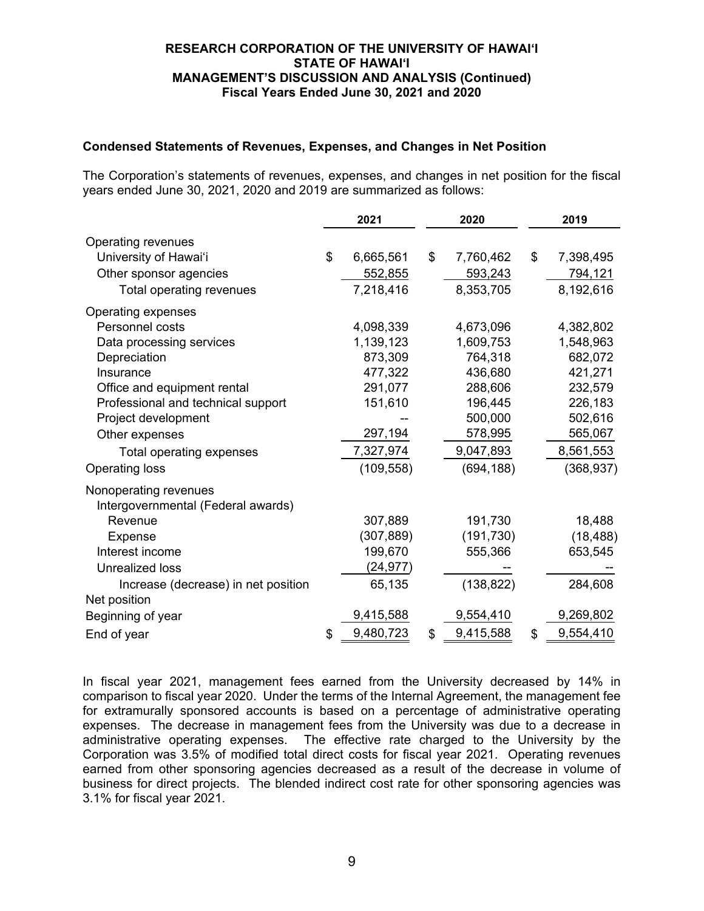### Condensed Statements of Revenues, Expenses, and Changes in Net Position

The Corporation's statements of revenues, expenses, and changes in net position for the fiscal years ended June 30, 2021, 2020 and 2019 are summarized as follows:

| | 2021 | 2020 | 2019 |
|---|---|---|---|
| Operating revenues | | | |
| University of Hawai'i | $ 6,665,561 | $ 7,760,462 | $ 7,398,495 |
| Other sponsor agencies | 552,855 | 593,243 | 794,121 |
| Total operating revenues | 7,218,416 | 8,353,705 | 8,192,616 |
| Operating expenses | | | |
| Personnel costs | 4,098,339 | 4,673,096 | 4,382,802 |
| Data processing services | 1,139,123 | 1,609,753 | 1,548,963 |
| Depreciation | 873,309 | 764,318 | 682,072 |
| Insurance | 477,322 | 436,680 | 421,271 |
| Office and equipment rental | 291,077 | 288,606 | 232,579 |
| Professional and technical support | 151,610 | 196,445 | 226,183 |
| Project development | -- | 500,000 | 502,616 |
| Other expenses | 297,194 | 578,995 | 565,067 |
| Total operating expenses | 7,327,974 | 9,047,893 | 8,561,553 |
| Operating loss | (109,558) | (694,188) | (368,937) |
| Nonoperating revenues | | | |
| Intergovernmental (Federal awards) | | | |
| Revenue | 307,889 | 191,730 | 18,488 |
| Expense | (307,889) | (191,730) | (18,488) |
| Interest income | 199,670 | 555,366 | 653,545 |
| Unrealized loss | (24,977) | -- | -- |
| Increase (decrease) in net position | 65,135 | (138,822) | 284,608 |
| Net position | | | |
| Beginning of year | 9,415,588 | 9,554,410 | 9,269,802 |
| End of year | $ 9,480,723 | $ 9,415,588 | $ 9,554,410 |

In fiscal year 2021, management fees earned from the University decreased by 14% in comparison to fiscal year 2020. Under the terms of the Internal Agreement, the management fee for extramurally sponsored accounts is based on a percentage of administrative operating expenses. The decrease in management fees from the University was due to a decrease in administrative operating expenses. The effective rate charged to the University by the Corporation was 3.5% of modified total direct costs for fiscal year 2021. Operating revenues earned from other sponsoring agencies decreased as a result of the decrease in volume of business for direct projects. The blended indirect cost rate for other sponsoring agencies was 3.1% for fiscal year 2021.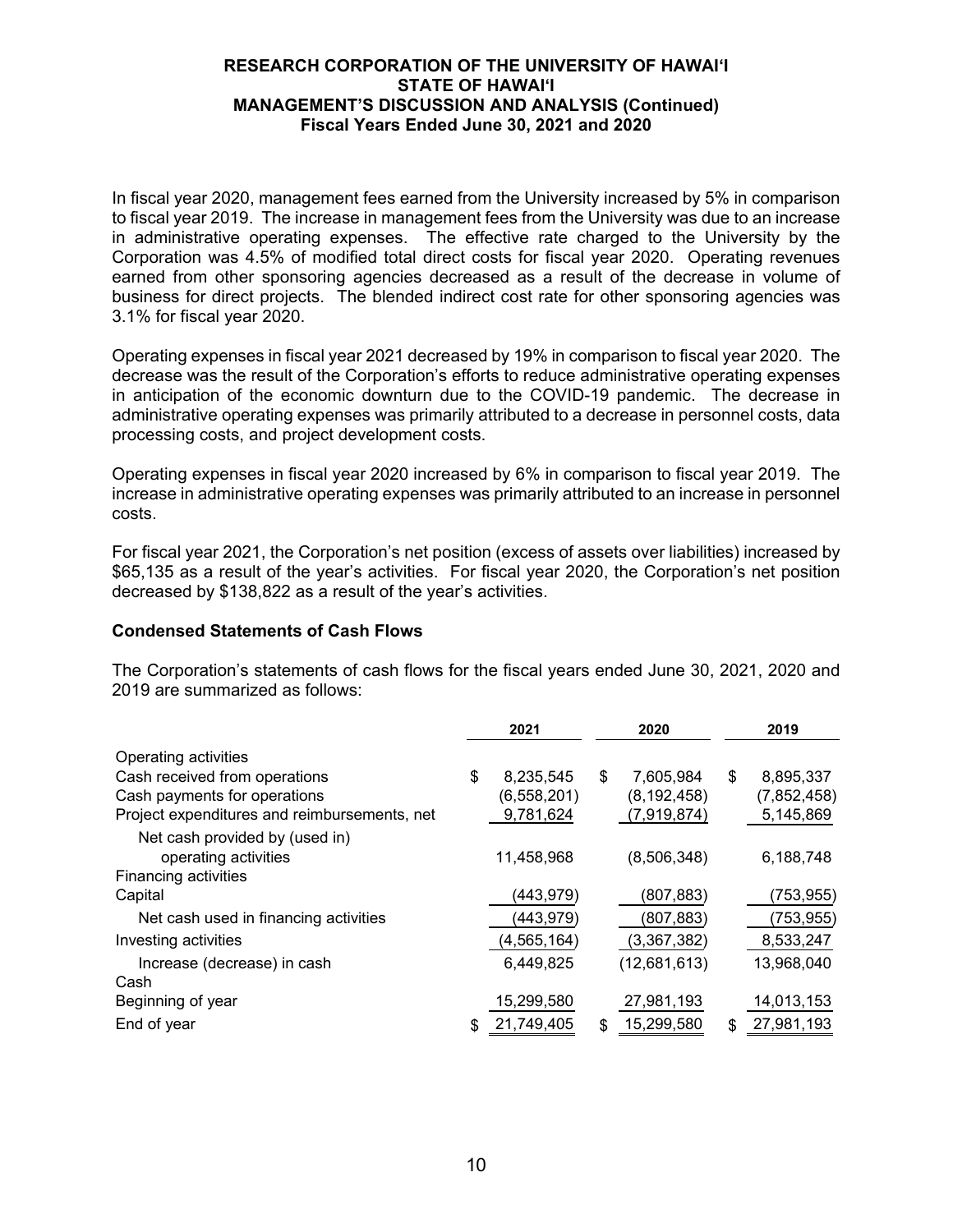In fiscal year 2020, management fees earned from the University increased by 5% in comparison to fiscal year 2019. The increase in management fees from the University was due to an increase in administrative operating expenses. The effective rate charged to the University by the Corporation was 4.5% of modified total direct costs for fiscal year 2020. Operating revenues earned from other sponsoring agencies decreased as a result of the decrease in volume of business for direct projects. The blended indirect cost rate for other sponsoring agencies was 3.1% for fiscal year 2020.

Operating expenses in fiscal year 2021 decreased by 19% in comparison to fiscal year 2020. The decrease was the result of the Corporation's efforts to reduce administrative operating expenses in anticipation of the economic downturn due to the COVID-19 pandemic. The decrease in administrative operating expenses was primarily attributed to a decrease in personnel costs, data processing costs, and project development costs.

Operating expenses in fiscal year 2020 increased by 6% in comparison to fiscal year 2019. The increase in administrative operating expenses was primarily attributed to an increase in personnel costs.

For fiscal year 2021, the Corporation's net position (excess of assets over liabilities) increased by $65,135 as a result of the year's activities. For fiscal year 2020, the Corporation's net position decreased by $138,822 as a result of the year's activities.

## Condensed Statements of Cash Flows

The Corporation's statements of cash flows for the fiscal years ended June 30, 2021, 2020 and 2019 are summarized as follows:

| | 2021 | 2020 | 2019 |
|---|---|---|---|
| Operating activities | | | |
| Cash received from operations | $ 8,235,545 | $ 7,605,984 | $ 8,895,337 |
| Cash payments for operations | (6,558,201) | (8,192,458) | (7,852,458) |
| Project expenditures and reimbursements, net | 9,781,624 | (7,919,874) | 5,145,869 |
| Net cash provided by (used in) operating activities | 11,458,968 | (8,506,348) | 6,188,748 |
| Financing activities | | | |
| Capital | (443,979) | (807,883) | (753,955) |
| Net cash used in financing activities | (443,979) | (807,883) | (753,955) |
| Investing activities | (4,565,164) | (3,367,382) | 8,533,247 |
| Increase (decrease) in cash | 6,449,825 | (12,681,613) | 13,968,040 |
| Cash | | | |
| Beginning of year | 15,299,580 | 27,981,193 | 14,013,153 |
| End of year | $ 21,749,405 | $ 15,299,580 | $ 27,981,193 |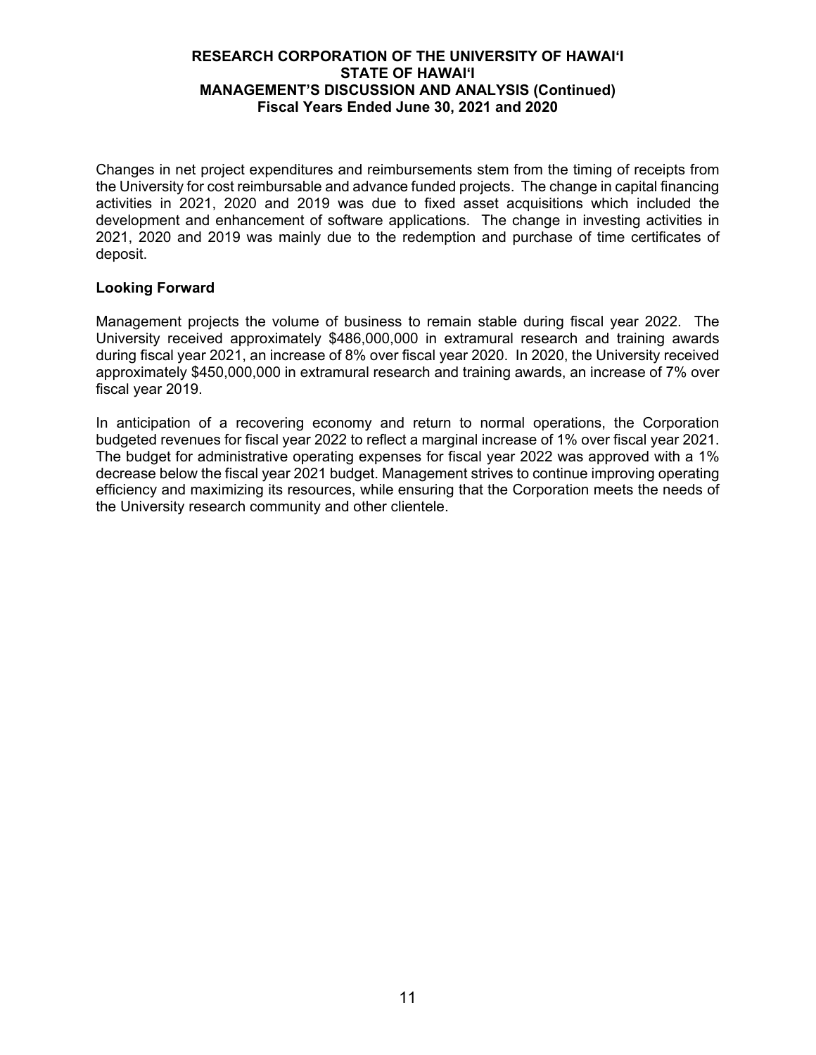Changes in net project expenditures and reimbursements stem from the timing of receipts from the University for cost reimbursable and advance funded projects. The change in capital financing activities in 2021, 2020 and 2019 was due to fixed asset acquisitions which included the development and enhancement of software applications. The change in investing activities in 2021, 2020 and 2019 was mainly due to the redemption and purchase of time certificates of deposit.

## Looking Forward

Management projects the volume of business to remain stable during fiscal year 2022. The University received approximately $486,000,000 in extramural research and training awards during fiscal year 2021, an increase of 8% over fiscal year 2020. In 2020, the University received approximately $450,000,000 in extramural research and training awards, an increase of 7% over fiscal year 2019.

In anticipation of a recovering economy and return to normal operations, the Corporation budgeted revenues for fiscal year 2022 to reflect a marginal increase of 1% over fiscal year 2021. The budget for administrative operating expenses for fiscal year 2022 was approved with a 1% decrease below the fiscal year 2021 budget. Management strives to continue improving operating efficiency and maximizing its resources, while ensuring that the Corporation meets the needs of the University research community and other clientele.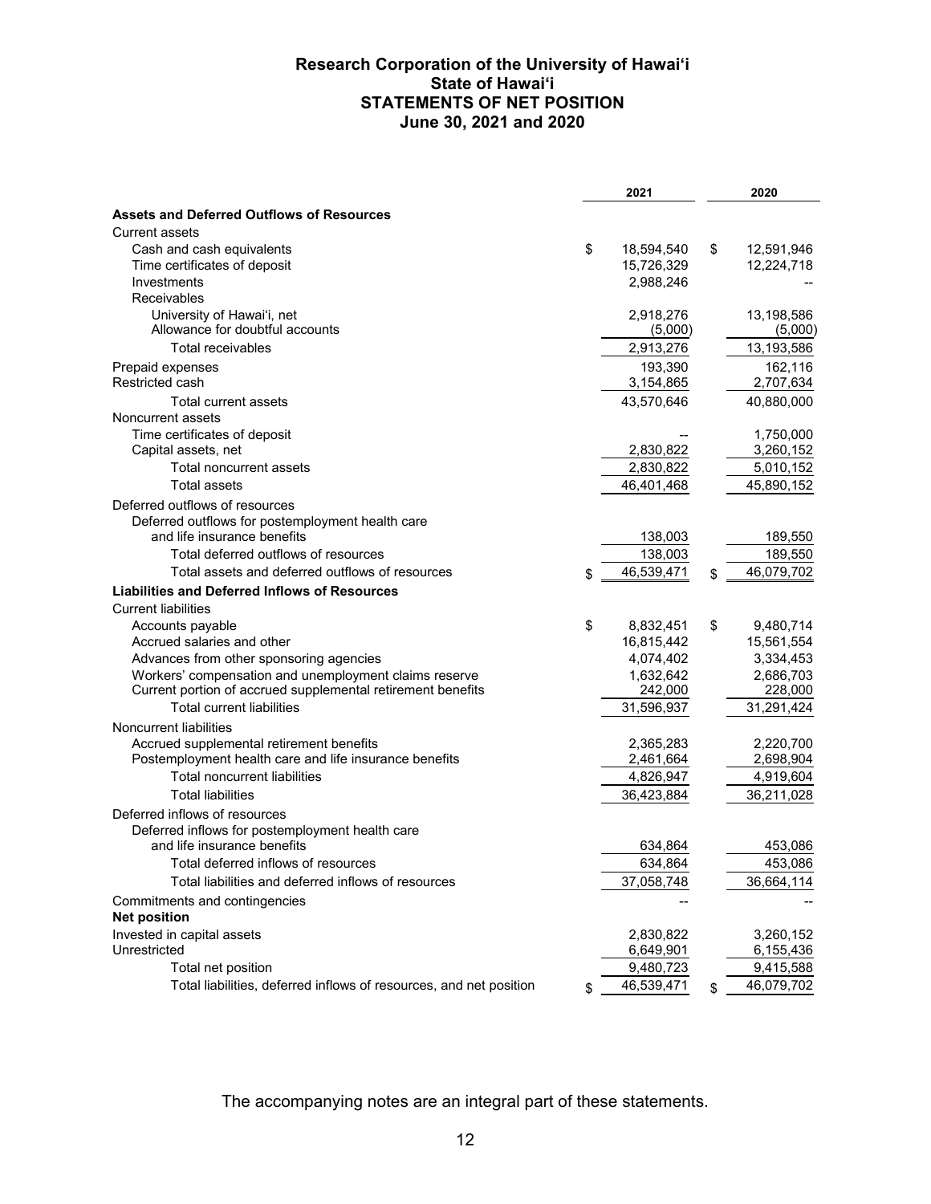# Research Corporation of the University of Hawai'i
# State of Hawai'i
# STATEMENTS OF NET POSITION
# June 30, 2021 and 2020

| | 2021 | 2020 |
|---|---|---|
| **Assets and Deferred Outflows of Resources** | | |
| Current assets | | |
| Cash and cash equivalents | $ 18,594,540 | $ 12,591,946 |
| Time certificates of deposit | 15,726,329 | 12,224,718 |
| Investments | 2,988,246 | -- |
| Receivables | | |
| University of Hawai'i, net | 2,918,276 | 13,198,586 |
| Allowance for doubtful accounts | (5,000) | (5,000) |
| Total receivables | 2,913,276 | 13,193,586 |
| Prepaid expenses | 193,390 | 162,116 |
| Restricted cash | 3,154,865 | 2,707,634 |
| Total current assets | 43,570,646 | 40,880,000 |
| Noncurrent assets | | |
| Time certificates of deposit | -- | 1,750,000 |
| Capital assets, net | 2,830,822 | 3,260,152 |
| Total noncurrent assets | 2,830,822 | 5,010,152 |
| Total assets | 46,401,468 | 45,890,152 |
| Deferred outflows of resources | | |
| Deferred outflows for postemployment health care and life insurance benefits | 138,003 | 189,550 |
| Total deferred outflows of resources | 138,003 | 189,550 |
| Total assets and deferred outflows of resources | $ 46,539,471 | $ 46,079,702 |
| **Liabilities and Deferred Inflows of Resources** | | |
| Current liabilities | | |
| Accounts payable | $ 8,832,451 | $ 9,480,714 |
| Accrued salaries and other | 16,815,442 | 15,561,554 |
| Advances from other sponsoring agencies | 4,074,402 | 3,334,453 |
| Workers' compensation and unemployment claims reserve | 1,632,642 | 2,686,703 |
| Current portion of accrued supplemental retirement benefits | 242,000 | 228,000 |
| Total current liabilities | 31,596,937 | 31,291,424 |
| Noncurrent liabilities | | |
| Accrued supplemental retirement benefits | 2,365,283 | 2,220,700 |
| Postemployment health care and life insurance benefits | 2,461,664 | 2,698,904 |
| Total noncurrent liabilities | 4,826,947 | 4,919,604 |
| Total liabilities | 36,423,884 | 36,211,028 |
| Deferred inflows of resources | | |
| Deferred inflows for postemployment health care and life insurance benefits | 634,864 | 453,086 |
| Total deferred inflows of resources | 634,864 | 453,086 |
| Total liabilities and deferred inflows of resources | 37,058,748 | 36,664,114 |
| Commitments and contingencies | -- | -- |
| **Net position** | | |
| Invested in capital assets | 2,830,822 | 3,260,152 |
| Unrestricted | 6,649,901 | 6,155,436 |
| Total net position | 9,480,723 | 9,415,588 |
| Total liabilities, deferred inflows of resources, and net position | $ 46,539,471 | $ 46,079,702 |

The accompanying notes are an integral part of these statements.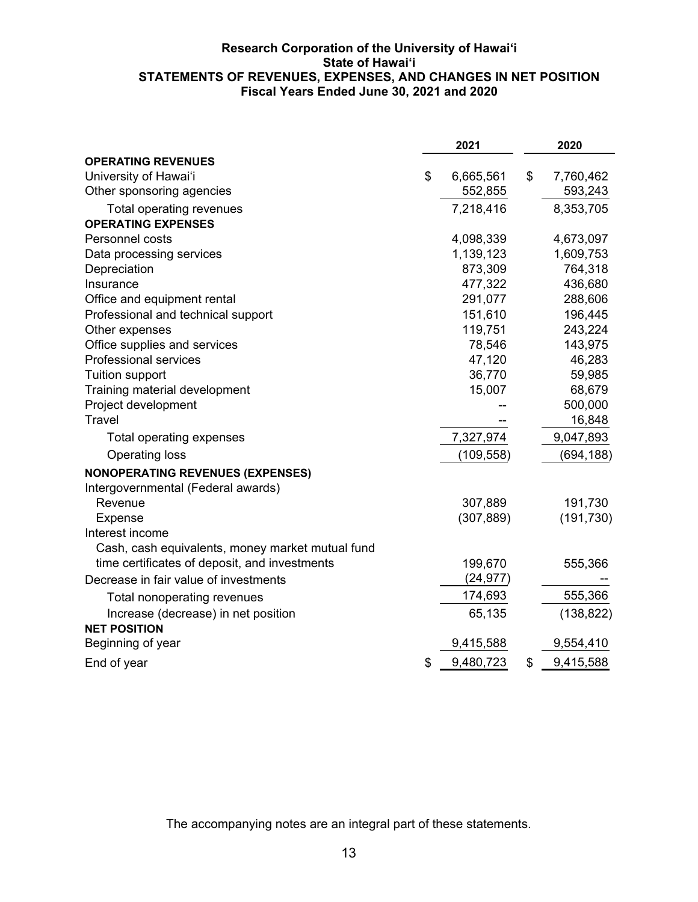**Research Corporation of the University of Hawai'i**
**State of Hawai'i**
**STATEMENTS OF REVENUES, EXPENSES, AND CHANGES IN NET POSITION**
**Fiscal Years Ended June 30, 2021 and 2020**

| | 2021 | 2020 |
|---|---|---|
| **OPERATING REVENUES** | | |
| University of Hawai'i | $ 6,665,561 | $ 7,760,462 |
| Other sponsoring agencies | 552,855 | 593,243 |
| Total operating revenues | 7,218,416 | 8,353,705 |
| **OPERATING EXPENSES** | | |
| Personnel costs | 4,098,339 | 4,673,097 |
| Data processing services | 1,139,123 | 1,609,753 |
| Depreciation | 873,309 | 764,318 |
| Insurance | 477,322 | 436,680 |
| Office and equipment rental | 291,077 | 288,606 |
| Professional and technical support | 151,610 | 196,445 |
| Other expenses | 119,751 | 243,224 |
| Office supplies and services | 78,546 | 143,975 |
| Professional services | 47,120 | 46,283 |
| Tuition support | 36,770 | 59,985 |
| Training material development | 15,007 | 68,679 |
| Project development | -- | 500,000 |
| Travel | -- | 16,848 |
| Total operating expenses | 7,327,974 | 9,047,893 |
| Operating loss | (109,558) | (694,188) |
| **NONOPERATING REVENUES (EXPENSES)** | | |
| Intergovernmental (Federal awards) | | |
| Revenue | 307,889 | 191,730 |
| Expense | (307,889) | (191,730) |
| Interest income | | |
| Cash, cash equivalents, money market mutual fund time certificates of deposit, and investments | 199,670 | 555,366 |
| Decrease in fair value of investments | (24,977) | -- |
| Total nonoperating revenues | 174,693 | 555,366 |
| Increase (decrease) in net position | 65,135 | (138,822) |
| **NET POSITION** | | |
| Beginning of year | 9,415,588 | 9,554,410 |
| End of year | $ 9,480,723 | $ 9,415,588 |

The accompanying notes are an integral part of these statements.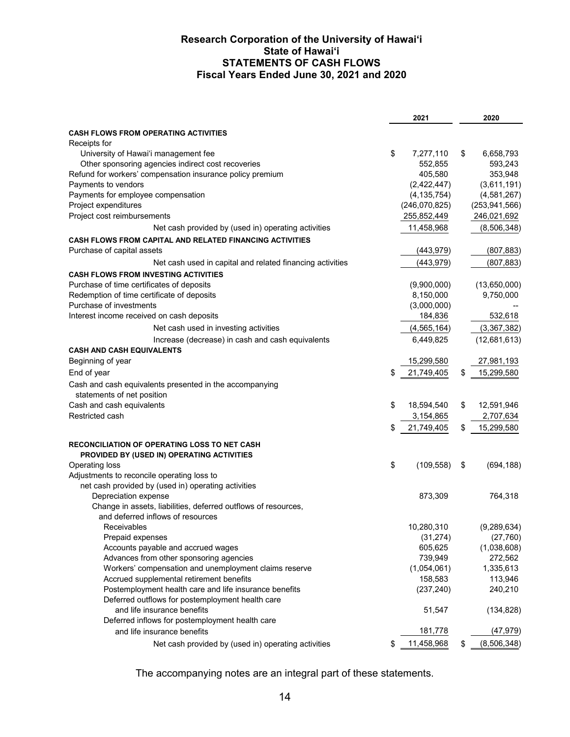# Research Corporation of the University of Hawai'i
# State of Hawai'i
# STATEMENTS OF CASH FLOWS
# Fiscal Years Ended June 30, 2021 and 2020

| | 2021 | 2020 |
|---|---|---|
| **CASH FLOWS FROM OPERATING ACTIVITIES** | | |
| Receipts for | | |
| University of Hawai'i management fee | $ 7,277,110 | $ 6,658,793 |
| Other sponsoring agencies indirect cost recoveries | 552,855 | 593,243 |
| Refund for workers' compensation insurance policy premium | 405,580 | 353,948 |
| Payments to vendors | (2,422,447) | (3,611,191) |
| Payments for employee compensation | (4,135,754) | (4,581,267) |
| Project expenditures | (246,070,825) | (253,941,566) |
| Project cost reimbursements | 255,852,449 | 246,021,692 |
| Net cash provided by (used in) operating activities | 11,458,968 | (8,506,348) |
| **CASH FLOWS FROM CAPITAL AND RELATED FINANCING ACTIVITIES** | | |
| Purchase of capital assets | (443,979) | (807,883) |
| Net cash used in capital and related financing activities | (443,979) | (807,883) |
| **CASH FLOWS FROM INVESTING ACTIVITIES** | | |
| Purchase of time certificates of deposits | (9,900,000) | (13,650,000) |
| Redemption of time certificate of deposits | 8,150,000 | 9,750,000 |
| Purchase of investments | (3,000,000) | -- |
| Interest income received on cash deposits | 184,836 | 532,618 |
| Net cash used in investing activities | (4,565,164) | (3,367,382) |
| Increase (decrease) in cash and cash equivalents | 6,449,825 | (12,681,613) |
| **CASH AND CASH EQUIVALENTS** | | |
| Beginning of year | 15,299,580 | 27,981,193 |
| End of year | $ 21,749,405 | $ 15,299,580 |
| Cash and cash equivalents presented in the accompanying statements of net position | | |
| Cash and cash equivalents | $ 18,594,540 | $ 12,591,946 |
| Restricted cash | 3,154,865 | 2,707,634 |
| | $ 21,749,405 | $ 15,299,580 |
| **RECONCILIATION OF OPERATING LOSS TO NET CASH PROVIDED BY (USED IN) OPERATING ACTIVITIES** | | |
| Operating loss | $ (109,558) | $ (694,188) |
| Adjustments to reconcile operating loss to net cash provided by (used in) operating activities | | |
| Depreciation expense | 873,309 | 764,318 |
| Change in assets, liabilities, deferred outflows of resources, and deferred inflows of resources | | |
| Receivables | 10,280,310 | (9,289,634) |
| Prepaid expenses | (31,274) | (27,760) |
| Accounts payable and accrued wages | 605,625 | (1,038,608) |
| Advances from other sponsoring agencies | 739,949 | 272,562 |
| Workers' compensation and unemployment claims reserve | (1,054,061) | 1,335,613 |
| Accrued supplemental retirement benefits | 158,583 | 113,946 |
| Postemployment health care and life insurance benefits | (237,240) | 240,210 |
| Deferred outflows for postemployment health care and life insurance benefits | 51,547 | (134,828) |
| Deferred inflows for postemployment health care and life insurance benefits | 181,778 | (47,979) |
| Net cash provided by (used in) operating activities | $ 11,458,968 | $ (8,506,348) |

The accompanying notes are an integral part of these statements.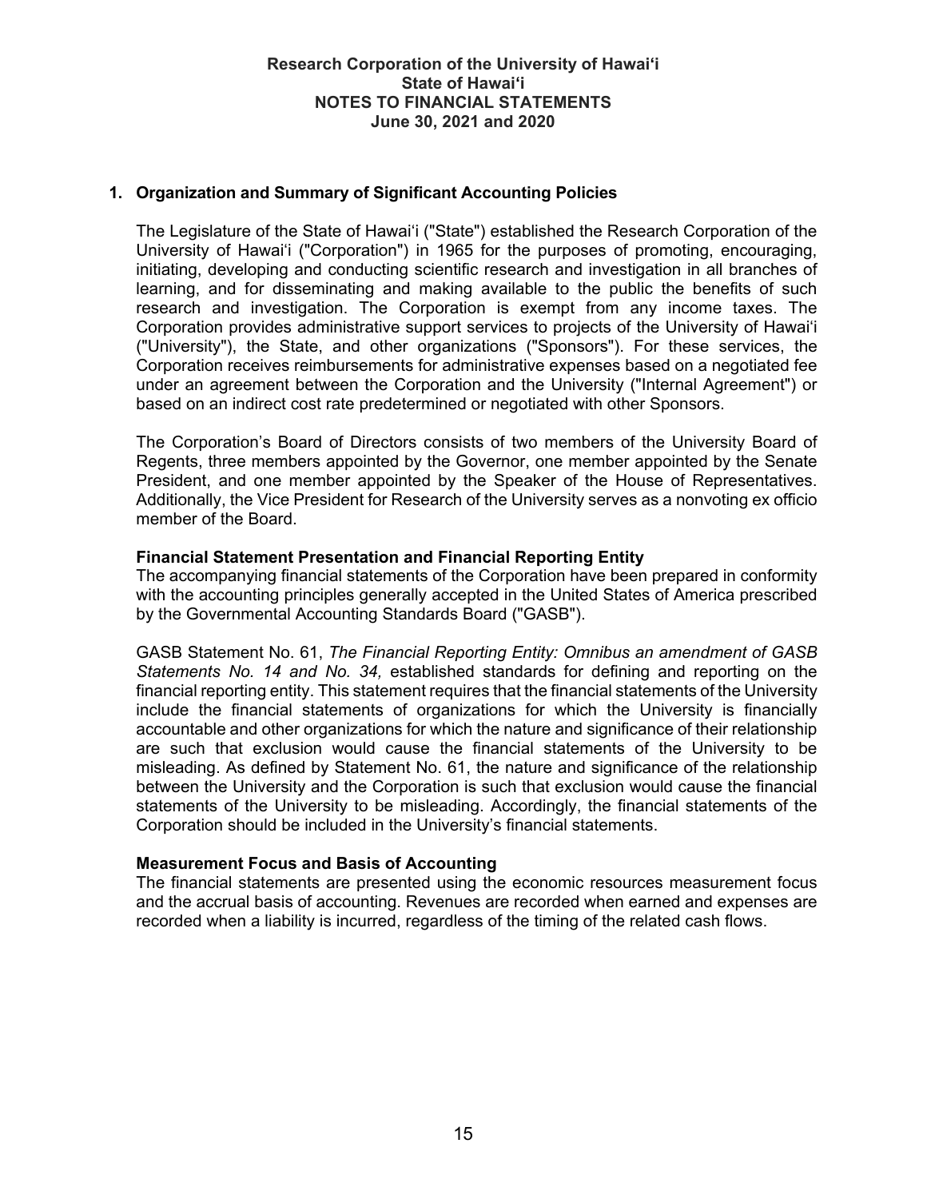# Research Corporation of the University of Hawaiʻi
## State of Hawaiʻi
## NOTES TO FINANCIAL STATEMENTS
## June 30, 2021 and 2020

### 1. Organization and Summary of Significant Accounting Policies

The Legislature of the State of Hawaiʻi ("State") established the Research Corporation of the University of Hawaiʻi ("Corporation") in 1965 for the purposes of promoting, encouraging, initiating, developing and conducting scientific research and investigation in all branches of learning, and for disseminating and making available to the public the benefits of such research and investigation. The Corporation is exempt from any income taxes. The Corporation provides administrative support services to projects of the University of Hawaiʻi ("University"), the State, and other organizations ("Sponsors"). For these services, the Corporation receives reimbursements for administrative expenses based on a negotiated fee under an agreement between the Corporation and the University ("Internal Agreement") or based on an indirect cost rate predetermined or negotiated with other Sponsors.

The Corporation's Board of Directors consists of two members of the University Board of Regents, three members appointed by the Governor, one member appointed by the Senate President, and one member appointed by the Speaker of the House of Representatives. Additionally, the Vice President for Research of the University serves as a nonvoting ex officio member of the Board.

**Financial Statement Presentation and Financial Reporting Entity**

The accompanying financial statements of the Corporation have been prepared in conformity with the accounting principles generally accepted in the United States of America prescribed by the Governmental Accounting Standards Board ("GASB").

GASB Statement No. 61, *The Financial Reporting Entity: Omnibus an amendment of GASB Statements No. 14 and No. 34,* established standards for defining and reporting on the financial reporting entity. This statement requires that the financial statements of the University include the financial statements of organizations for which the University is financially accountable and other organizations for which the nature and significance of their relationship are such that exclusion would cause the financial statements of the University to be misleading. As defined by Statement No. 61, the nature and significance of the relationship between the University and the Corporation is such that exclusion would cause the financial statements of the University to be misleading. Accordingly, the financial statements of the Corporation should be included in the University's financial statements.

**Measurement Focus and Basis of Accounting**

The financial statements are presented using the economic resources measurement focus and the accrual basis of accounting. Revenues are recorded when earned and expenses are recorded when a liability is incurred, regardless of the timing of the related cash flows.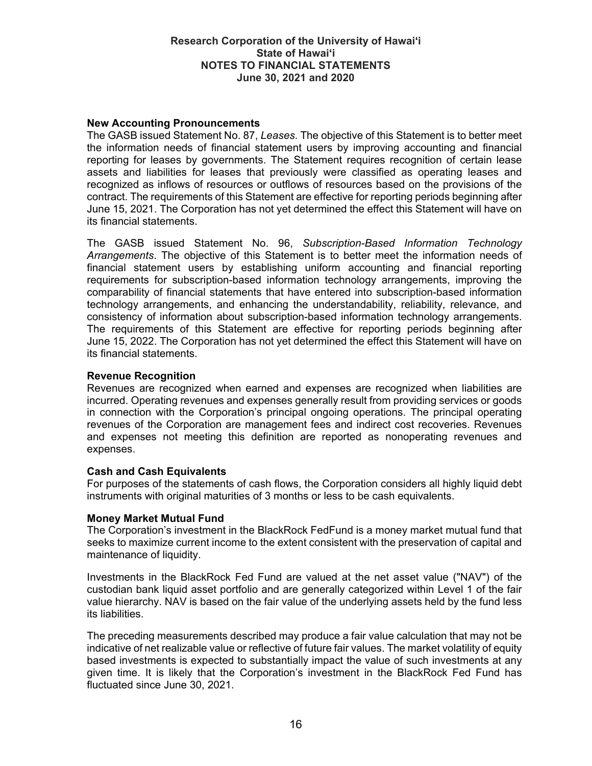### New Accounting Pronouncements

The GASB issued Statement No. 87, *Leases*. The objective of this Statement is to better meet the information needs of financial statement users by improving accounting and financial reporting for leases by governments. The Statement requires recognition of certain lease assets and liabilities for leases that previously were classified as operating leases and recognized as inflows of resources or outflows of resources based on the provisions of the contract. The requirements of this Statement are effective for reporting periods beginning after June 15, 2021. The Corporation has not yet determined the effect this Statement will have on its financial statements.

The GASB issued Statement No. 96, *Subscription-Based Information Technology Arrangements*. The objective of this Statement is to better meet the information needs of financial statement users by establishing uniform accounting and financial reporting requirements for subscription-based information technology arrangements, improving the comparability of financial statements that have entered into subscription-based information technology arrangements, and enhancing the understandability, reliability, relevance, and consistency of information about subscription-based information technology arrangements. The requirements of this Statement are effective for reporting periods beginning after June 15, 2022. The Corporation has not yet determined the effect this Statement will have on its financial statements.

### Revenue Recognition

Revenues are recognized when earned and expenses are recognized when liabilities are incurred. Operating revenues and expenses generally result from providing services or goods in connection with the Corporation's principal ongoing operations. The principal operating revenues of the Corporation are management fees and indirect cost recoveries. Revenues and expenses not meeting this definition are reported as nonoperating revenues and expenses.

### Cash and Cash Equivalents

For purposes of the statements of cash flows, the Corporation considers all highly liquid debt instruments with original maturities of 3 months or less to be cash equivalents.

### Money Market Mutual Fund

The Corporation's investment in the BlackRock FedFund is a money market mutual fund that seeks to maximize current income to the extent consistent with the preservation of capital and maintenance of liquidity.

Investments in the BlackRock Fed Fund are valued at the net asset value ("NAV") of the custodian bank liquid asset portfolio and are generally categorized within Level 1 of the fair value hierarchy. NAV is based on the fair value of the underlying assets held by the fund less its liabilities.

The preceding measurements described may produce a fair value calculation that may not be indicative of net realizable value or reflective of future fair values. The market volatility of equity based investments is expected to substantially impact the value of such investments at any given time. It is likely that the Corporation's investment in the BlackRock Fed Fund has fluctuated since June 30, 2021.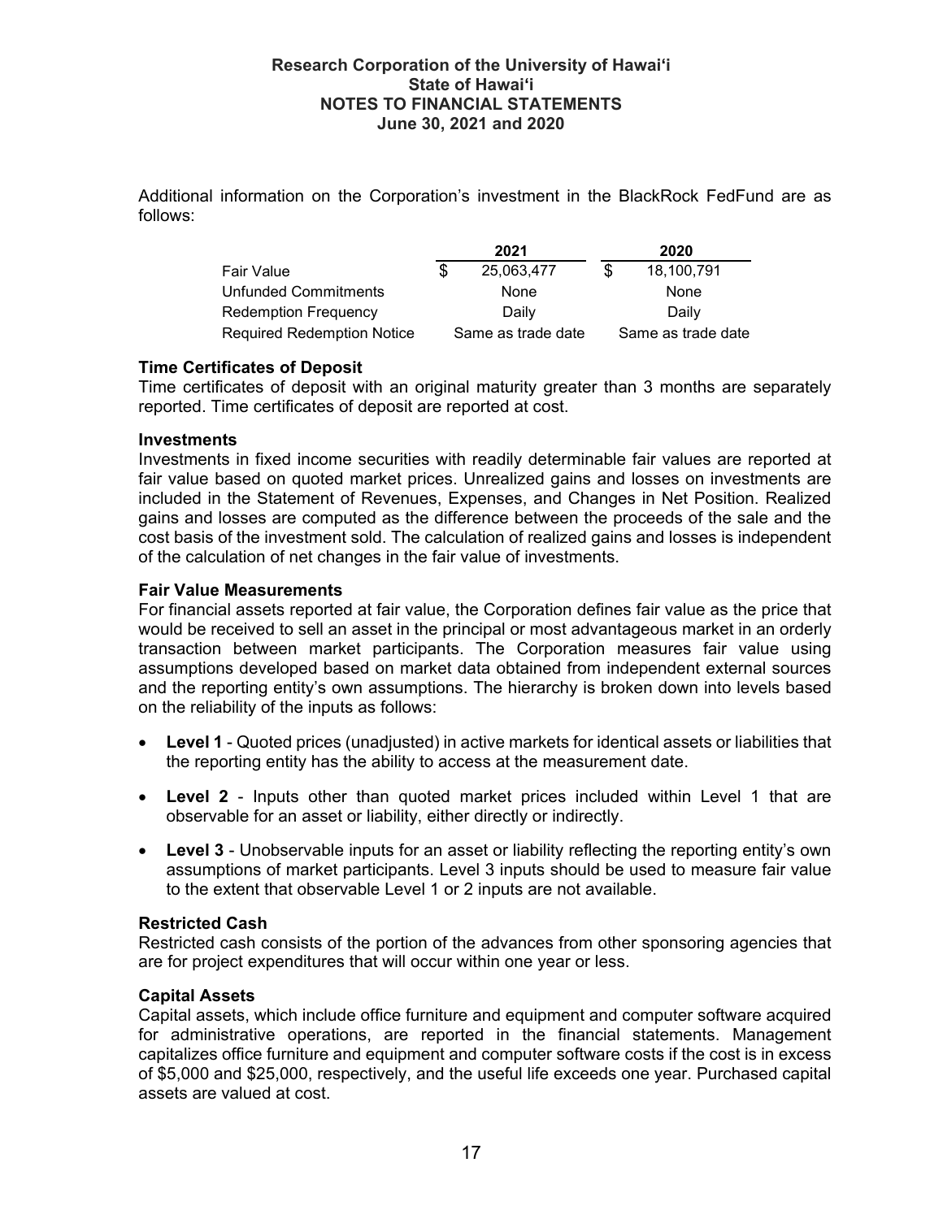Additional information on the Corporation's investment in the BlackRock FedFund are as follows:

| | 2021 | 2020 |
|---|---|---|
| Fair Value | $ 25,063,477 | $ 18,100,791 |
| Unfunded Commitments | None | None |
| Redemption Frequency | Daily | Daily |
| Required Redemption Notice | Same as trade date | Same as trade date |

**Time Certificates of Deposit**
Time certificates of deposit with an original maturity greater than 3 months are separately reported. Time certificates of deposit are reported at cost.

**Investments**
Investments in fixed income securities with readily determinable fair values are reported at fair value based on quoted market prices. Unrealized gains and losses on investments are included in the Statement of Revenues, Expenses, and Changes in Net Position. Realized gains and losses are computed as the difference between the proceeds of the sale and the cost basis of the investment sold. The calculation of realized gains and losses is independent of the calculation of net changes in the fair value of investments.

**Fair Value Measurements**
For financial assets reported at fair value, the Corporation defines fair value as the price that would be received to sell an asset in the principal or most advantageous market in an orderly transaction between market participants. The Corporation measures fair value using assumptions developed based on market data obtained from independent external sources and the reporting entity's own assumptions. The hierarchy is broken down into levels based on the reliability of the inputs as follows:

- **Level 1** - Quoted prices (unadjusted) in active markets for identical assets or liabilities that the reporting entity has the ability to access at the measurement date.
- **Level 2** - Inputs other than quoted market prices included within Level 1 that are observable for an asset or liability, either directly or indirectly.
- **Level 3** - Unobservable inputs for an asset or liability reflecting the reporting entity's own assumptions of market participants. Level 3 inputs should be used to measure fair value to the extent that observable Level 1 or 2 inputs are not available.

**Restricted Cash**
Restricted cash consists of the portion of the advances from other sponsoring agencies that are for project expenditures that will occur within one year or less.

**Capital Assets**
Capital assets, which include office furniture and equipment and computer software acquired for administrative operations, are reported in the financial statements. Management capitalizes office furniture and equipment and computer software costs if the cost is in excess of $5,000 and $25,000, respectively, and the useful life exceeds one year. Purchased capital assets are valued at cost.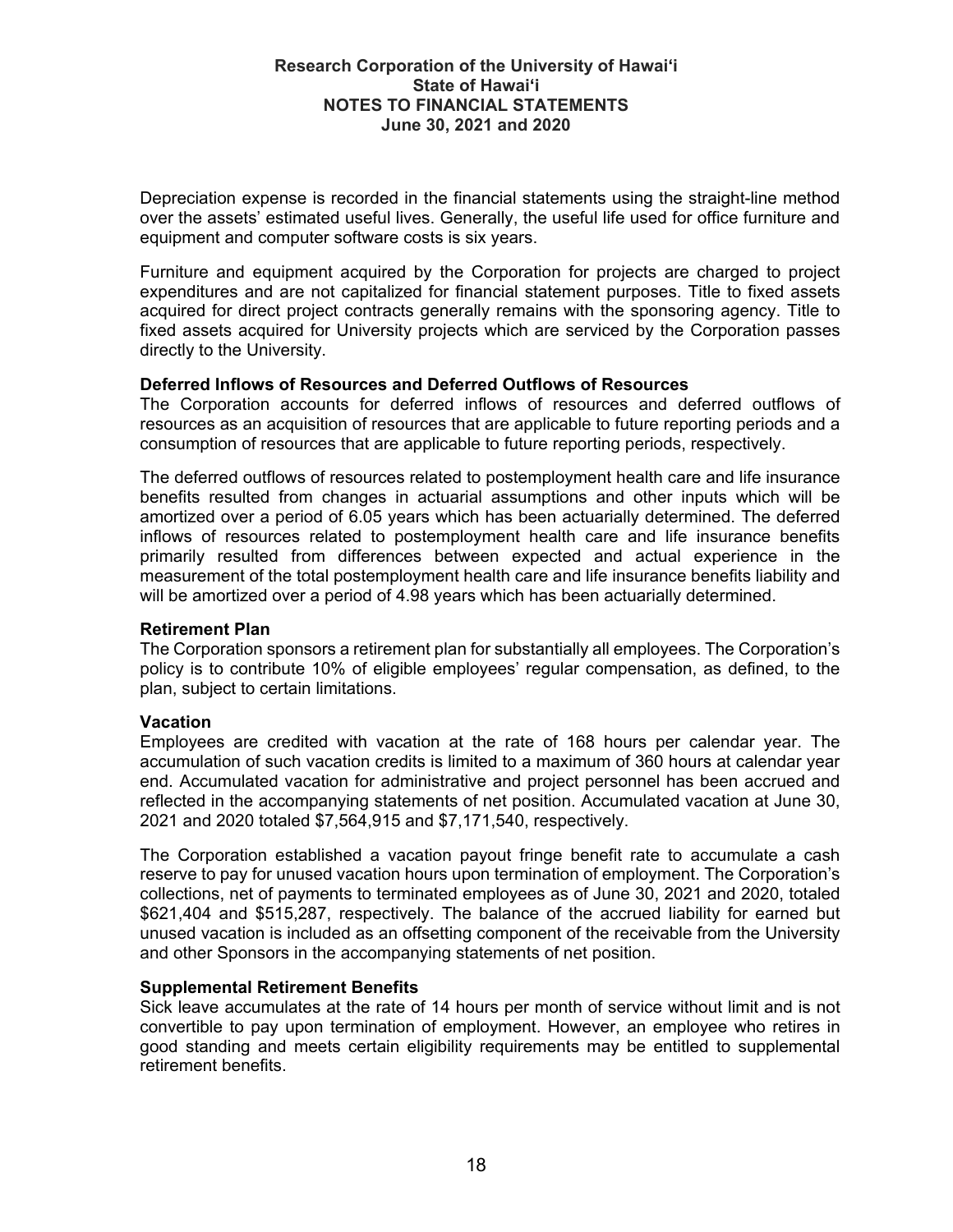Depreciation expense is recorded in the financial statements using the straight-line method over the assets' estimated useful lives. Generally, the useful life used for office furniture and equipment and computer software costs is six years.

Furniture and equipment acquired by the Corporation for projects are charged to project expenditures and are not capitalized for financial statement purposes. Title to fixed assets acquired for direct project contracts generally remains with the sponsoring agency. Title to fixed assets acquired for University projects which are serviced by the Corporation passes directly to the University.

**Deferred Inflows of Resources and Deferred Outflows of Resources**

The Corporation accounts for deferred inflows of resources and deferred outflows of resources as an acquisition of resources that are applicable to future reporting periods and a consumption of resources that are applicable to future reporting periods, respectively.

The deferred outflows of resources related to postemployment health care and life insurance benefits resulted from changes in actuarial assumptions and other inputs which will be amortized over a period of 6.05 years which has been actuarially determined. The deferred inflows of resources related to postemployment health care and life insurance benefits primarily resulted from differences between expected and actual experience in the measurement of the total postemployment health care and life insurance benefits liability and will be amortized over a period of 4.98 years which has been actuarially determined.

**Retirement Plan**

The Corporation sponsors a retirement plan for substantially all employees. The Corporation's policy is to contribute 10% of eligible employees' regular compensation, as defined, to the plan, subject to certain limitations.

**Vacation**

Employees are credited with vacation at the rate of 168 hours per calendar year. The accumulation of such vacation credits is limited to a maximum of 360 hours at calendar year end. Accumulated vacation for administrative and project personnel has been accrued and reflected in the accompanying statements of net position. Accumulated vacation at June 30, 2021 and 2020 totaled $7,564,915 and $7,171,540, respectively.

The Corporation established a vacation payout fringe benefit rate to accumulate a cash reserve to pay for unused vacation hours upon termination of employment. The Corporation's collections, net of payments to terminated employees as of June 30, 2021 and 2020, totaled $621,404 and $515,287, respectively. The balance of the accrued liability for earned but unused vacation is included as an offsetting component of the receivable from the University and other Sponsors in the accompanying statements of net position.

**Supplemental Retirement Benefits**

Sick leave accumulates at the rate of 14 hours per month of service without limit and is not convertible to pay upon termination of employment. However, an employee who retires in good standing and meets certain eligibility requirements may be entitled to supplemental retirement benefits.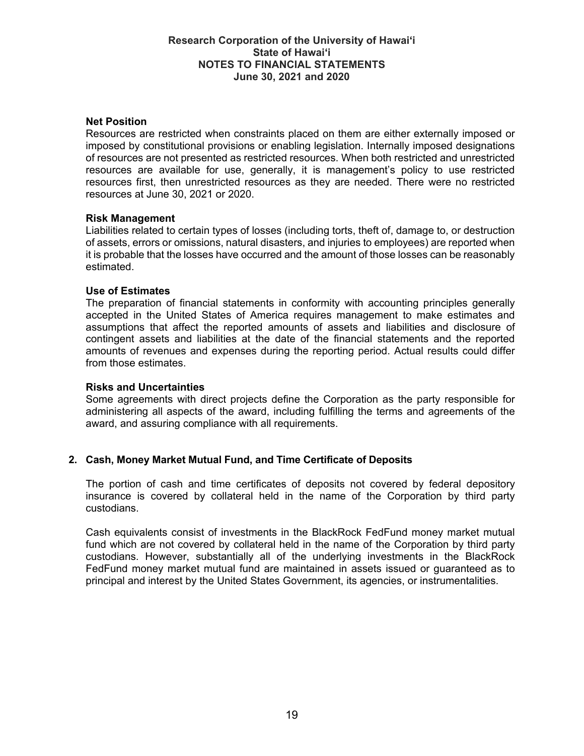### Net Position

Resources are restricted when constraints placed on them are either externally imposed or imposed by constitutional provisions or enabling legislation. Internally imposed designations of resources are not presented as restricted resources. When both restricted and unrestricted resources are available for use, generally, it is management's policy to use restricted resources first, then unrestricted resources as they are needed. There were no restricted resources at June 30, 2021 or 2020.

### Risk Management

Liabilities related to certain types of losses (including torts, theft of, damage to, or destruction of assets, errors or omissions, natural disasters, and injuries to employees) are reported when it is probable that the losses have occurred and the amount of those losses can be reasonably estimated.

### Use of Estimates

The preparation of financial statements in conformity with accounting principles generally accepted in the United States of America requires management to make estimates and assumptions that affect the reported amounts of assets and liabilities and disclosure of contingent assets and liabilities at the date of the financial statements and the reported amounts of revenues and expenses during the reporting period. Actual results could differ from those estimates.

### Risks and Uncertainties

Some agreements with direct projects define the Corporation as the party responsible for administering all aspects of the award, including fulfilling the terms and agreements of the award, and assuring compliance with all requirements.

## 2. Cash, Money Market Mutual Fund, and Time Certificate of Deposits

The portion of cash and time certificates of deposits not covered by federal depository insurance is covered by collateral held in the name of the Corporation by third party custodians.

Cash equivalents consist of investments in the BlackRock FedFund money market mutual fund which are not covered by collateral held in the name of the Corporation by third party custodians. However, substantially all of the underlying investments in the BlackRock FedFund money market mutual fund are maintained in assets issued or guaranteed as to principal and interest by the United States Government, its agencies, or instrumentalities.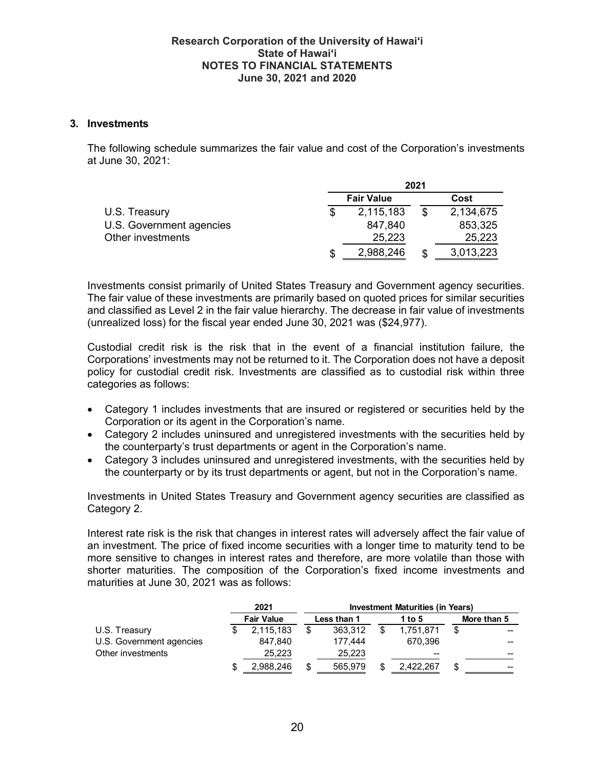## 3. Investments

The following schedule summarizes the fair value and cost of the Corporation's investments at June 30, 2021:

| | 2021 | |
|---|---|---|
| | **Fair Value** | **Cost** |
| U.S. Treasury | $ 2,115,183 | $ 2,134,675 |
| U.S. Government agencies | 847,840 | 853,325 |
| Other investments | 25,223 | 25,223 |
| | $ 2,988,246 | $ 3,013,223 |

Investments consist primarily of United States Treasury and Government agency securities. The fair value of these investments are primarily based on quoted prices for similar securities and classified as Level 2 in the fair value hierarchy. The decrease in fair value of investments (unrealized loss) for the fiscal year ended June 30, 2021 was ($24,977).

Custodial credit risk is the risk that in the event of a financial institution failure, the Corporations' investments may not be returned to it. The Corporation does not have a deposit policy for custodial credit risk. Investments are classified as to custodial risk within three categories as follows:

- Category 1 includes investments that are insured or registered or securities held by the Corporation or its agent in the Corporation's name.
- Category 2 includes uninsured and unregistered investments with the securities held by the counterparty's trust departments or agent in the Corporation's name.
- Category 3 includes uninsured and unregistered investments, with the securities held by the counterparty or by its trust departments or agent, but not in the Corporation's name.

Investments in United States Treasury and Government agency securities are classified as Category 2.

Interest rate risk is the risk that changes in interest rates will adversely affect the fair value of an investment. The price of fixed income securities with a longer time to maturity tend to be more sensitive to changes in interest rates and therefore, are more volatile than those with shorter maturities. The composition of the Corporation's fixed income investments and maturities at June 30, 2021 was as follows:

| | 2021 | Investment Maturities (in Years) | | |
|---|---|---|---|---|
| | **Fair Value** | **Less than 1** | **1 to 5** | **More than 5** |
| U.S. Treasury | $ 2,115,183 | $ 363,312 | $ 1,751,871 | $ -- |
| U.S. Government agencies | 847,840 | 177,444 | 670,396 | -- |
| Other investments | 25,223 | 25,223 | -- | -- |
| | $ 2,988,246 | $ 565,979 | $ 2,422,267 | $ -- |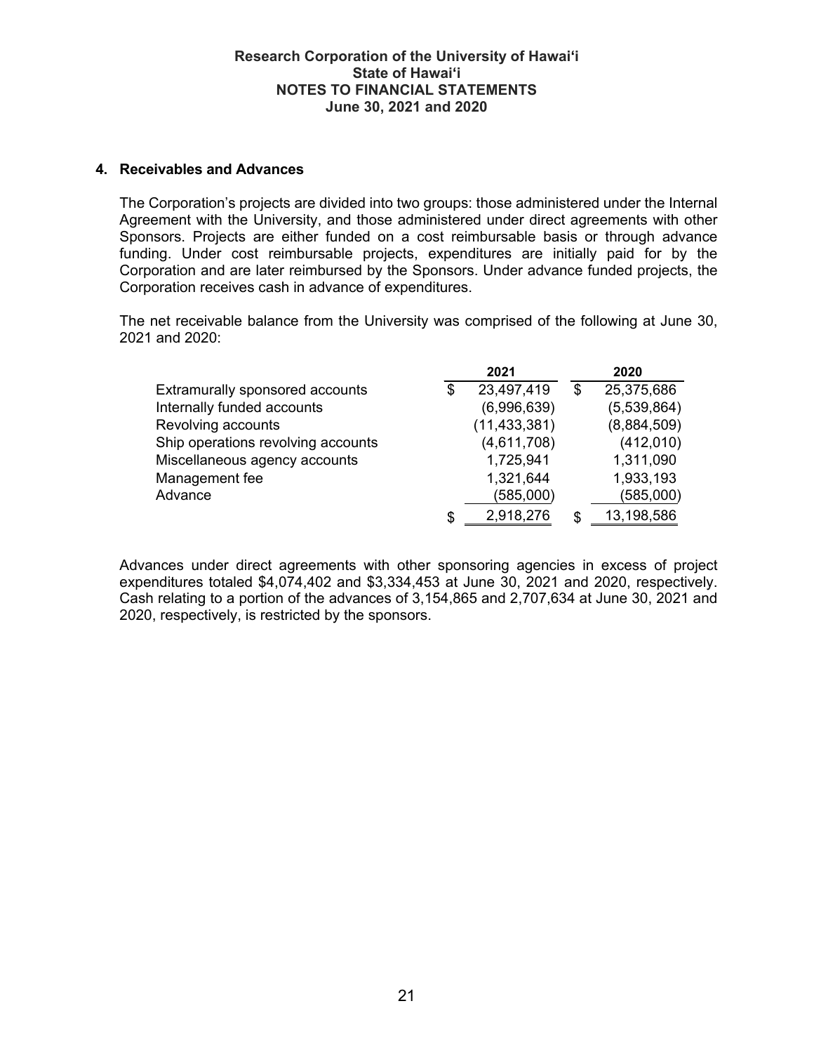## 4. Receivables and Advances

The Corporation's projects are divided into two groups: those administered under the Internal Agreement with the University, and those administered under direct agreements with other Sponsors. Projects are either funded on a cost reimbursable basis or through advance funding. Under cost reimbursable projects, expenditures are initially paid for by the Corporation and are later reimbursed by the Sponsors. Under advance funded projects, the Corporation receives cash in advance of expenditures.

The net receivable balance from the University was comprised of the following at June 30, 2021 and 2020:

| | 2021 | 2020 |
|---|---|---|
| Extramurally sponsored accounts | $ 23,497,419 | $ 25,375,686 |
| Internally funded accounts | (6,996,639) | (5,539,864) |
| Revolving accounts | (11,433,381) | (8,884,509) |
| Ship operations revolving accounts | (4,611,708) | (412,010) |
| Miscellaneous agency accounts | 1,725,941 | 1,311,090 |
| Management fee | 1,321,644 | 1,933,193 |
| Advance | (585,000) | (585,000) |
| | $ 2,918,276 | $ 13,198,586 |

Advances under direct agreements with other sponsoring agencies in excess of project expenditures totaled $4,074,402 and $3,334,453 at June 30, 2021 and 2020, respectively. Cash relating to a portion of the advances of 3,154,865 and 2,707,634 at June 30, 2021 and 2020, respectively, is restricted by the sponsors.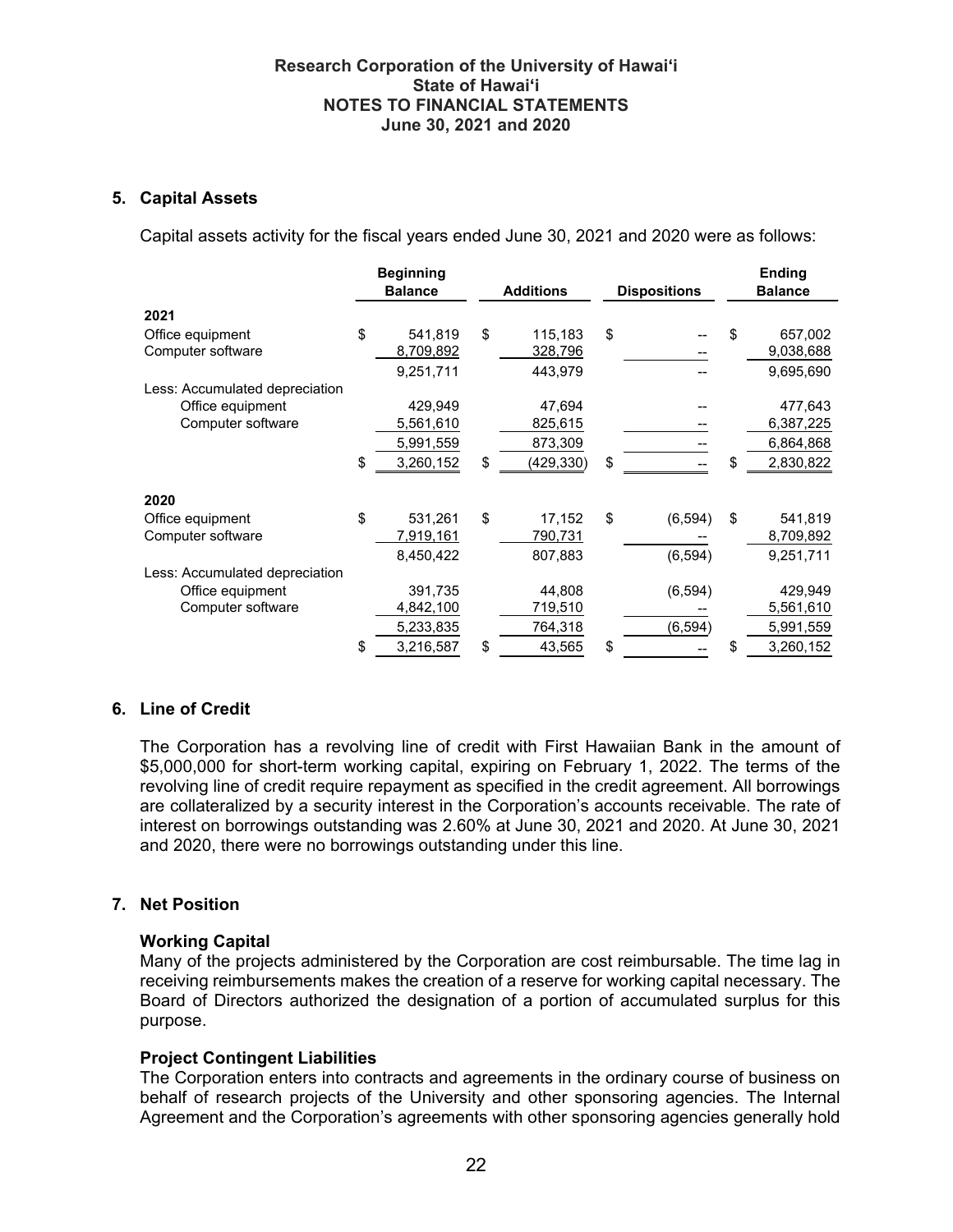### 5. Capital Assets

Capital assets activity for the fiscal years ended June 30, 2021 and 2020 were as follows:

| | Beginning Balance | Additions | Dispositions | Ending Balance |
|---|---|---|---|---|
| **2021** | | | | |
| Office equipment | $ 541,819 | $ 115,183 | $ -- | $ 657,002 |
| Computer software | 8,709,892 | 328,796 | -- | 9,038,688 |
| | 9,251,711 | 443,979 | -- | 9,695,690 |
| Less: Accumulated depreciation | | | | |
| Office equipment | 429,949 | 47,694 | -- | 477,643 |
| Computer software | 5,561,610 | 825,615 | -- | 6,387,225 |
| | 5,991,559 | 873,309 | -- | 6,864,868 |
| | $ 3,260,152 | $ (429,330) | $ -- | $ 2,830,822 |
| **2020** | | | | |
| Office equipment | $ 531,261 | $ 17,152 | $ (6,594) | $ 541,819 |
| Computer software | 7,919,161 | 790,731 | -- | 8,709,892 |
| | 8,450,422 | 807,883 | (6,594) | 9,251,711 |
| Less: Accumulated depreciation | | | | |
| Office equipment | 391,735 | 44,808 | (6,594) | 429,949 |
| Computer software | 4,842,100 | 719,510 | -- | 5,561,610 |
| | 5,233,835 | 764,318 | (6,594) | 5,991,559 |
| | $ 3,216,587 | $ 43,565 | $ -- | $ 3,260,152 |

### 6. Line of Credit

The Corporation has a revolving line of credit with First Hawaiian Bank in the amount of $5,000,000 for short-term working capital, expiring on February 1, 2022. The terms of the revolving line of credit require repayment as specified in the credit agreement. All borrowings are collateralized by a security interest in the Corporation's accounts receivable. The rate of interest on borrowings outstanding was 2.60% at June 30, 2021 and 2020. At June 30, 2021 and 2020, there were no borrowings outstanding under this line.

### 7. Net Position

**Working Capital**

Many of the projects administered by the Corporation are cost reimbursable. The time lag in receiving reimbursements makes the creation of a reserve for working capital necessary. The Board of Directors authorized the designation of a portion of accumulated surplus for this purpose.

**Project Contingent Liabilities**

The Corporation enters into contracts and agreements in the ordinary course of business on behalf of research projects of the University and other sponsoring agencies. The Internal Agreement and the Corporation's agreements with other sponsoring agencies generally hold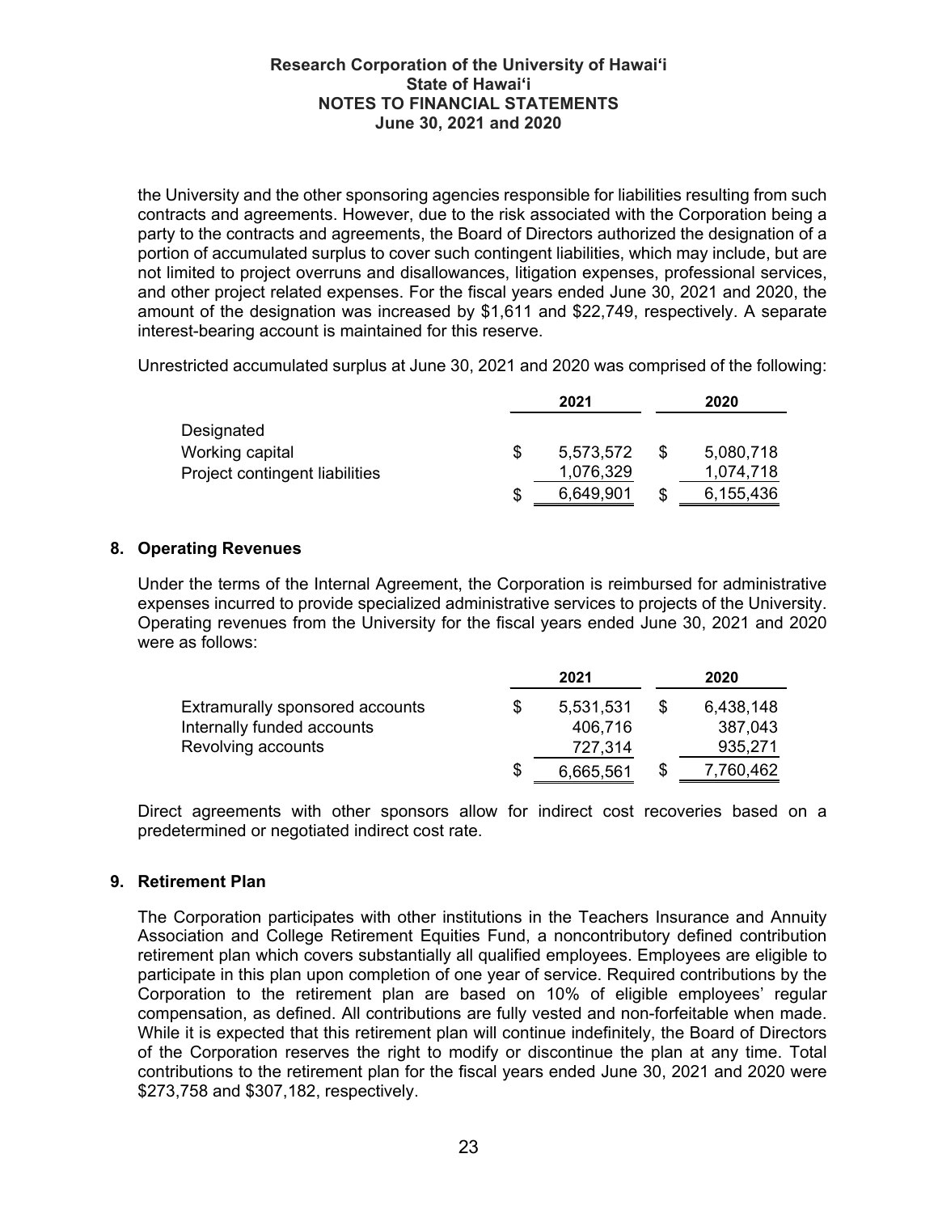the University and the other sponsoring agencies responsible for liabilities resulting from such contracts and agreements. However, due to the risk associated with the Corporation being a party to the contracts and agreements, the Board of Directors authorized the designation of a portion of accumulated surplus to cover such contingent liabilities, which may include, but are not limited to project overruns and disallowances, litigation expenses, professional services, and other project related expenses. For the fiscal years ended June 30, 2021 and 2020, the amount of the designation was increased by $1,611 and $22,749, respectively. A separate interest-bearing account is maintained for this reserve.

Unrestricted accumulated surplus at June 30, 2021 and 2020 was comprised of the following:

| | 2021 | 2020 |
|---|---|---|
| Designated | | |
| Working capital | $ 5,573,572 | $ 5,080,718 |
| Project contingent liabilities | 1,076,329 | 1,074,718 |
| | $ 6,649,901 | $ 6,155,436 |

## 8. Operating Revenues

Under the terms of the Internal Agreement, the Corporation is reimbursed for administrative expenses incurred to provide specialized administrative services to projects of the University. Operating revenues from the University for the fiscal years ended June 30, 2021 and 2020 were as follows:

| | 2021 | 2020 |
|---|---|---|
| Extramurally sponsored accounts | $ 5,531,531 | $ 6,438,148 |
| Internally funded accounts | 406,716 | 387,043 |
| Revolving accounts | 727,314 | 935,271 |
| | $ 6,665,561 | $ 7,760,462 |

Direct agreements with other sponsors allow for indirect cost recoveries based on a predetermined or negotiated indirect cost rate.

## 9. Retirement Plan

The Corporation participates with other institutions in the Teachers Insurance and Annuity Association and College Retirement Equities Fund, a noncontributory defined contribution retirement plan which covers substantially all qualified employees. Employees are eligible to participate in this plan upon completion of one year of service. Required contributions by the Corporation to the retirement plan are based on 10% of eligible employees' regular compensation, as defined. All contributions are fully vested and non-forfeitable when made. While it is expected that this retirement plan will continue indefinitely, the Board of Directors of the Corporation reserves the right to modify or discontinue the plan at any time. Total contributions to the retirement plan for the fiscal years ended June 30, 2021 and 2020 were $273,758 and $307,182, respectively.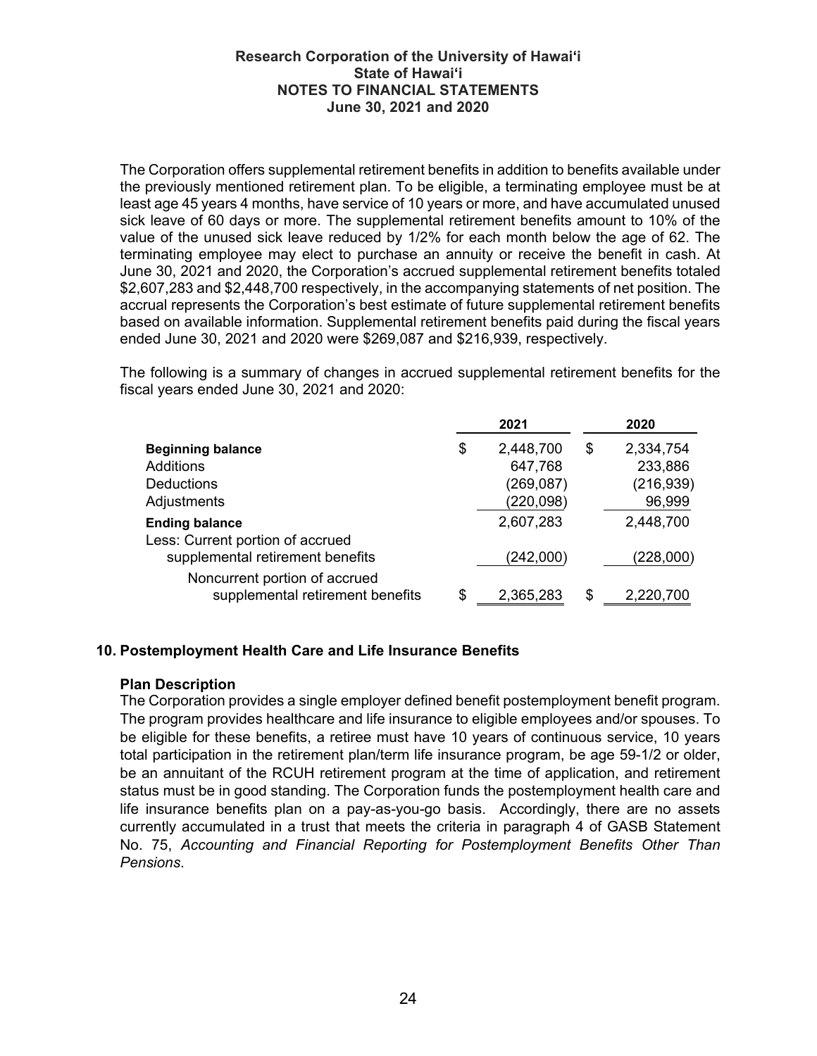The Corporation offers supplemental retirement benefits in addition to benefits available under the previously mentioned retirement plan. To be eligible, a terminating employee must be at least age 45 years 4 months, have service of 10 years or more, and have accumulated unused sick leave of 60 days or more. The supplemental retirement benefits amount to 10% of the value of the unused sick leave reduced by 1/2% for each month below the age of 62. The terminating employee may elect to purchase an annuity or receive the benefit in cash. At June 30, 2021 and 2020, the Corporation's accrued supplemental retirement benefits totaled \$2,607,283 and \$2,448,700 respectively, in the accompanying statements of net position. The accrual represents the Corporation's best estimate of future supplemental retirement benefits based on available information. Supplemental retirement benefits paid during the fiscal years ended June 30, 2021 and 2020 were \$269,087 and \$216,939, respectively.

The following is a summary of changes in accrued supplemental retirement benefits for the fiscal years ended June 30, 2021 and 2020:

| | 2021 | 2020 |
|---|---|---|
| **Beginning balance** | \$ 2,448,700 | \$ 2,334,754 |
| Additions | 647,768 | 233,886 |
| Deductions | (269,087) | (216,939) |
| Adjustments | (220,098) | 96,999 |
| **Ending balance** | 2,607,283 | 2,448,700 |
| Less: Current portion of accrued supplemental retirement benefits | (242,000) | (228,000) |
| Noncurrent portion of accrued supplemental retirement benefits | \$ 2,365,283 | \$ 2,220,700 |

## 10. Postemployment Health Care and Life Insurance Benefits

### Plan Description

The Corporation provides a single employer defined benefit postemployment benefit program. The program provides healthcare and life insurance to eligible employees and/or spouses. To be eligible for these benefits, a retiree must have 10 years of continuous service, 10 years total participation in the retirement plan/term life insurance program, be age 59-1/2 or older, be an annuitant of the RCUH retirement program at the time of application, and retirement status must be in good standing. The Corporation funds the postemployment health care and life insurance benefits plan on a pay-as-you-go basis. Accordingly, there are no assets currently accumulated in a trust that meets the criteria in paragraph 4 of GASB Statement No. 75, *Accounting and Financial Reporting for Postemployment Benefits Other Than Pensions*.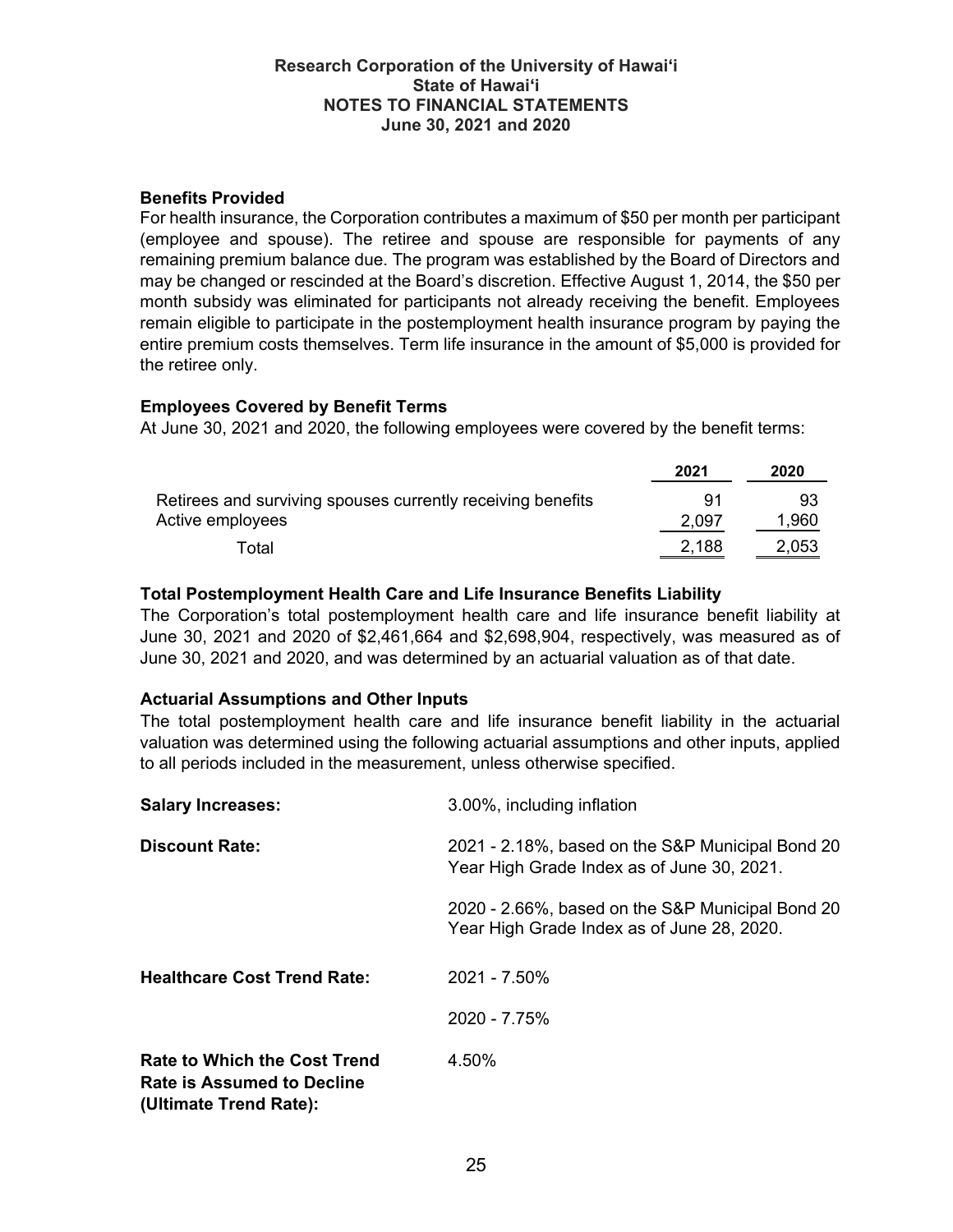#### Benefits Provided

For health insurance, the Corporation contributes a maximum of $50 per month per participant (employee and spouse). The retiree and spouse are responsible for payments of any remaining premium balance due. The program was established by the Board of Directors and may be changed or rescinded at the Board's discretion. Effective August 1, 2014, the $50 per month subsidy was eliminated for participants not already receiving the benefit. Employees remain eligible to participate in the postemployment health insurance program by paying the entire premium costs themselves. Term life insurance in the amount of $5,000 is provided for the retiree only.

#### Employees Covered by Benefit Terms

At June 30, 2021 and 2020, the following employees were covered by the benefit terms:

| | 2021 | 2020 |
|---|---|---|
| Retirees and surviving spouses currently receiving benefits | 91 | 93 |
| Active employees | 2,097 | 1,960 |
| Total | 2,188 | 2,053 |

#### Total Postemployment Health Care and Life Insurance Benefits Liability

The Corporation's total postemployment health care and life insurance benefit liability at June 30, 2021 and 2020 of $2,461,664 and $2,698,904, respectively, was measured as of June 30, 2021 and 2020, and was determined by an actuarial valuation as of that date.

#### Actuarial Assumptions and Other Inputs

The total postemployment health care and life insurance benefit liability in the actuarial valuation was determined using the following actuarial assumptions and other inputs, applied to all periods included in the measurement, unless otherwise specified.

**Salary Increases:** 3.00%, including inflation

**Discount Rate:**

2021 - 2.18%, based on the S&P Municipal Bond 20 Year High Grade Index as of June 30, 2021.

2020 - 2.66%, based on the S&P Municipal Bond 20 Year High Grade Index as of June 28, 2020.

**Healthcare Cost Trend Rate:**

2021 - 7.50%

2020 - 7.75%

**Rate to Which the Cost Trend Rate is Assumed to Decline (Ultimate Trend Rate):** 4.50%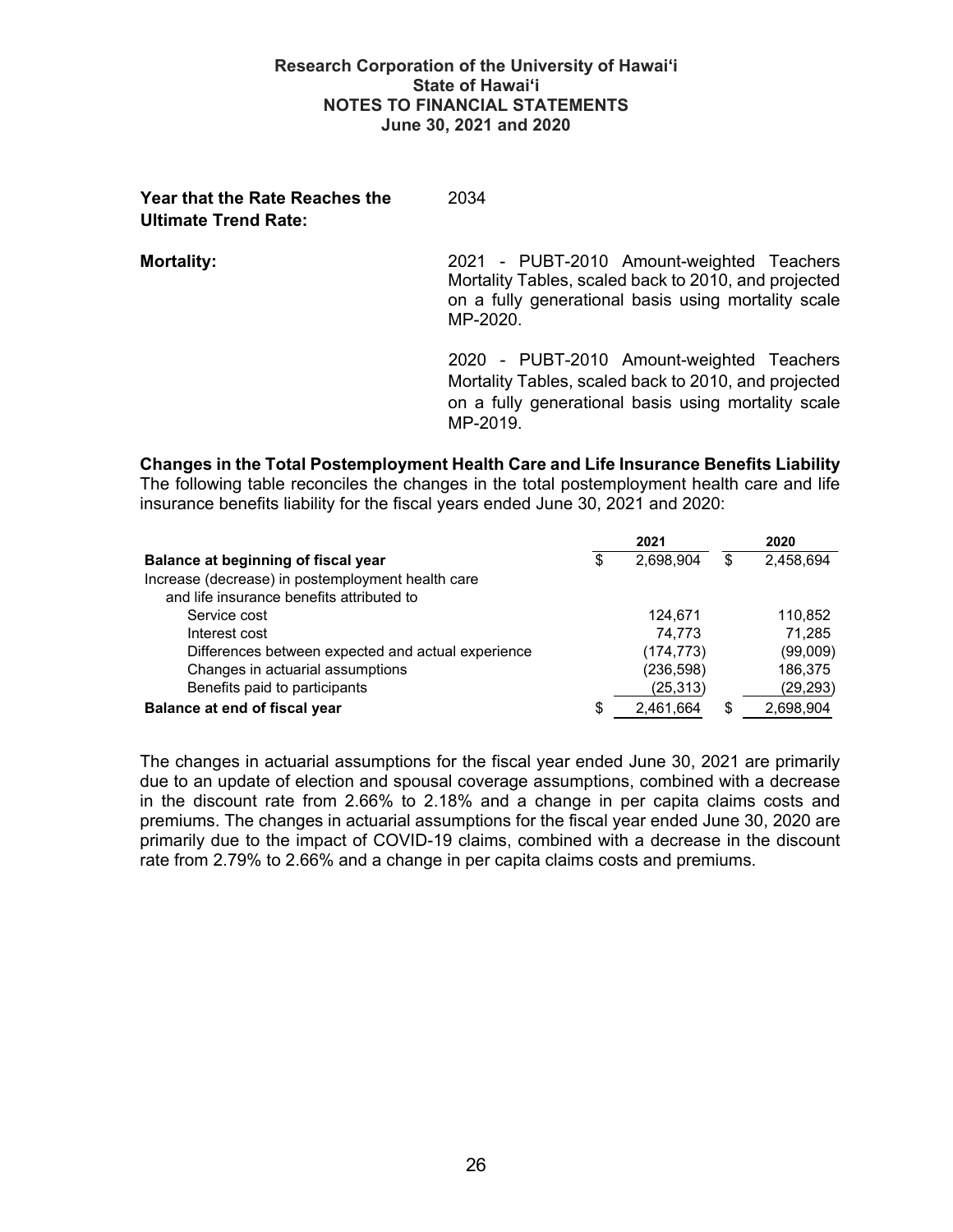**Year that the Rate Reaches the Ultimate Trend Rate:** 2034

**Mortality:** 2021 - PUBT-2010 Amount-weighted Teachers Mortality Tables, scaled back to 2010, and projected on a fully generational basis using mortality scale MP-2020.

2020 - PUBT-2010 Amount-weighted Teachers Mortality Tables, scaled back to 2010, and projected on a fully generational basis using mortality scale MP-2019.

**Changes in the Total Postemployment Health Care and Life Insurance Benefits Liability**

The following table reconciles the changes in the total postemployment health care and life insurance benefits liability for the fiscal years ended June 30, 2021 and 2020:

| | 2021 | 2020 |
|---|---|---|
| **Balance at beginning of fiscal year** | $ 2,698,904 | $ 2,458,694 |
| Increase (decrease) in postemployment health care and life insurance benefits attributed to | | |
| Service cost | 124,671 | 110,852 |
| Interest cost | 74,773 | 71,285 |
| Differences between expected and actual experience | (174,773) | (99,009) |
| Changes in actuarial assumptions | (236,598) | 186,375 |
| Benefits paid to participants | (25,313) | (29,293) |
| **Balance at end of fiscal year** | $ 2,461,664 | $ 2,698,904 |

The changes in actuarial assumptions for the fiscal year ended June 30, 2021 are primarily due to an update of election and spousal coverage assumptions, combined with a decrease in the discount rate from 2.66% to 2.18% and a change in per capita claims costs and premiums. The changes in actuarial assumptions for the fiscal year ended June 30, 2020 are primarily due to the impact of COVID-19 claims, combined with a decrease in the discount rate from 2.79% to 2.66% and a change in per capita claims costs and premiums.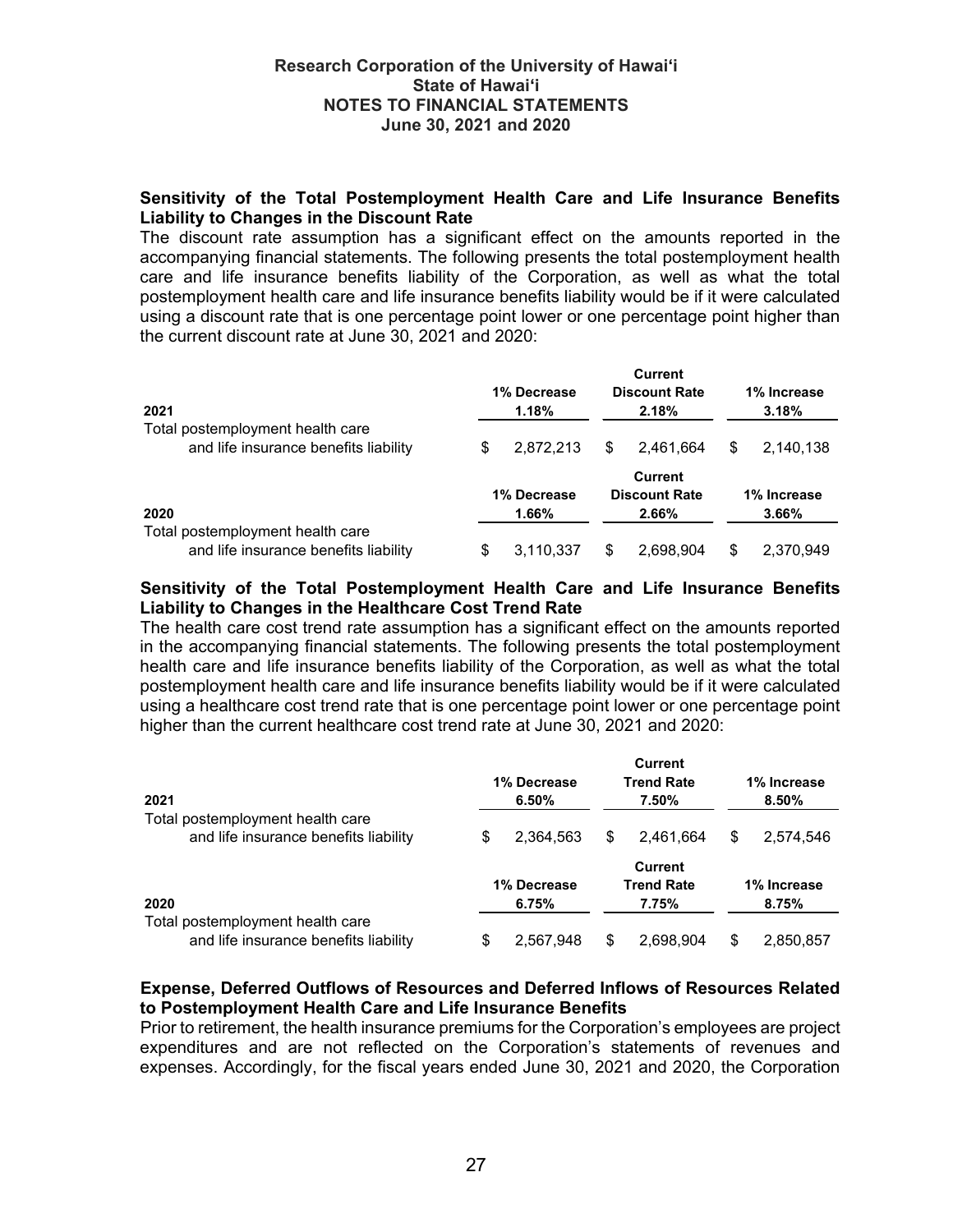**Sensitivity of the Total Postemployment Health Care and Life Insurance Benefits Liability to Changes in the Discount Rate**

The discount rate assumption has a significant effect on the amounts reported in the accompanying financial statements. The following presents the total postemployment health care and life insurance benefits liability of the Corporation, as well as what the total postemployment health care and life insurance benefits liability would be if it were calculated using a discount rate that is one percentage point lower or one percentage point higher than the current discount rate at June 30, 2021 and 2020:

| 2021 | 1% Decrease 1.18% | Current Discount Rate 2.18% | 1% Increase 3.18% |
|---|---|---|---|
| Total postemployment health care and life insurance benefits liability | $ 2,872,213 | $ 2,461,664 | $ 2,140,138 |

| 2020 | 1% Decrease 1.66% | Current Discount Rate 2.66% | 1% Increase 3.66% |
|---|---|---|---|
| Total postemployment health care and life insurance benefits liability | $ 3,110,337 | $ 2,698,904 | $ 2,370,949 |

**Sensitivity of the Total Postemployment Health Care and Life Insurance Benefits Liability to Changes in the Healthcare Cost Trend Rate**

The health care cost trend rate assumption has a significant effect on the amounts reported in the accompanying financial statements. The following presents the total postemployment health care and life insurance benefits liability of the Corporation, as well as what the total postemployment health care and life insurance benefits liability would be if it were calculated using a healthcare cost trend rate that is one percentage point lower or one percentage point higher than the current healthcare cost trend rate at June 30, 2021 and 2020:

| 2021 | 1% Decrease 6.50% | Current Trend Rate 7.50% | 1% Increase 8.50% |
|---|---|---|---|
| Total postemployment health care and life insurance benefits liability | $ 2,364,563 | $ 2,461,664 | $ 2,574,546 |

| 2020 | 1% Decrease 6.75% | Current Trend Rate 7.75% | 1% Increase 8.75% |
|---|---|---|---|
| Total postemployment health care and life insurance benefits liability | $ 2,567,948 | $ 2,698,904 | $ 2,850,857 |

**Expense, Deferred Outflows of Resources and Deferred Inflows of Resources Related to Postemployment Health Care and Life Insurance Benefits**

Prior to retirement, the health insurance premiums for the Corporation's employees are project expenditures and are not reflected on the Corporation's statements of revenues and expenses. Accordingly, for the fiscal years ended June 30, 2021 and 2020, the Corporation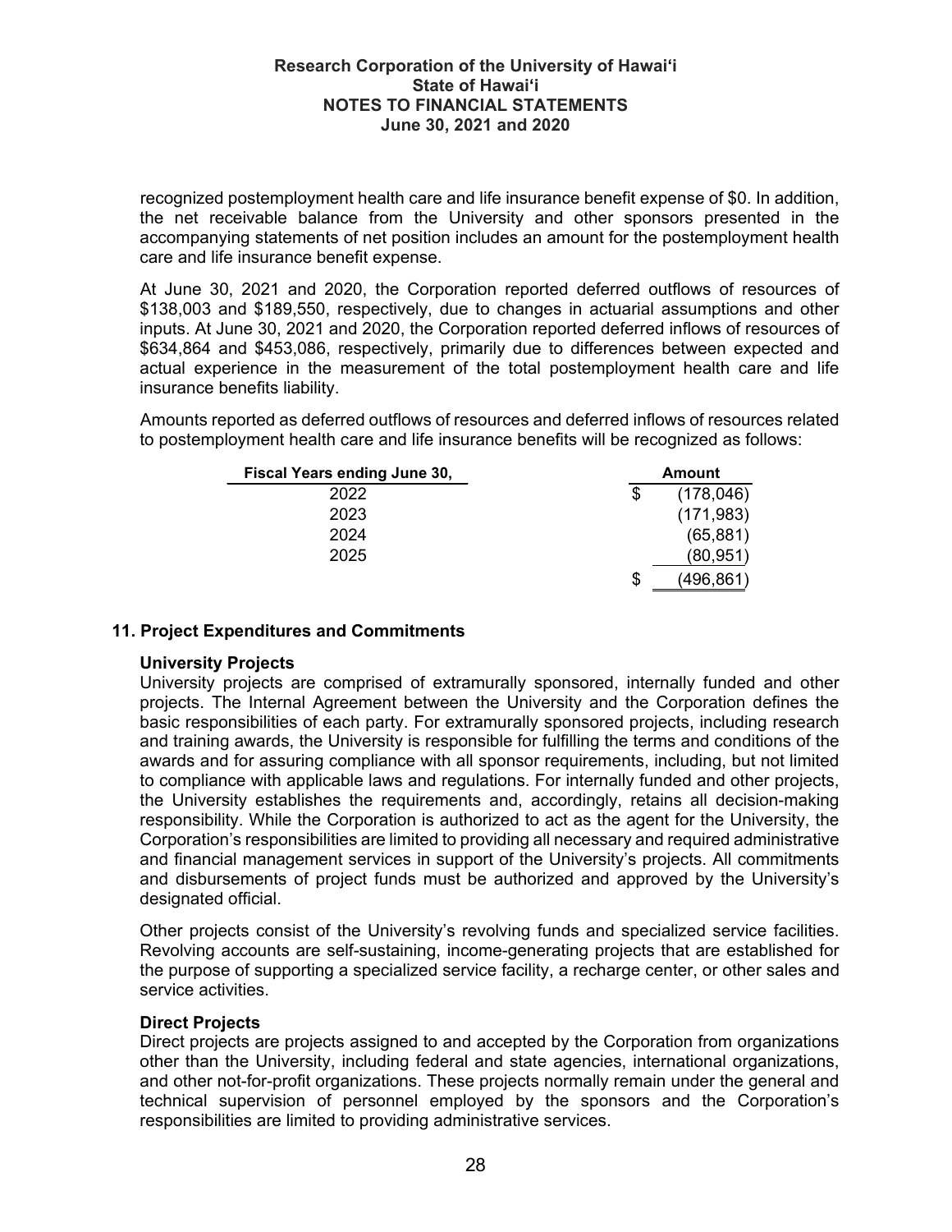recognized postemployment health care and life insurance benefit expense of $0. In addition, the net receivable balance from the University and other sponsors presented in the accompanying statements of net position includes an amount for the postemployment health care and life insurance benefit expense.

At June 30, 2021 and 2020, the Corporation reported deferred outflows of resources of $138,003 and $189,550, respectively, due to changes in actuarial assumptions and other inputs. At June 30, 2021 and 2020, the Corporation reported deferred inflows of resources of $634,864 and $453,086, respectively, primarily due to differences between expected and actual experience in the measurement of the total postemployment health care and life insurance benefits liability.

Amounts reported as deferred outflows of resources and deferred inflows of resources related to postemployment health care and life insurance benefits will be recognized as follows:

| Fiscal Years ending June 30, | Amount |
|---|---|
| 2022 | $ (178,046) |
| 2023 | (171,983) |
| 2024 | (65,881) |
| 2025 | (80,951) |
| | $ (496,861) |

## 11. Project Expenditures and Commitments

### University Projects

University projects are comprised of extramurally sponsored, internally funded and other projects. The Internal Agreement between the University and the Corporation defines the basic responsibilities of each party. For extramurally sponsored projects, including research and training awards, the University is responsible for fulfilling the terms and conditions of the awards and for assuring compliance with all sponsor requirements, including, but not limited to compliance with applicable laws and regulations. For internally funded and other projects, the University establishes the requirements and, accordingly, retains all decision-making responsibility. While the Corporation is authorized to act as the agent for the University, the Corporation's responsibilities are limited to providing all necessary and required administrative and financial management services in support of the University's projects. All commitments and disbursements of project funds must be authorized and approved by the University's designated official.

Other projects consist of the University's revolving funds and specialized service facilities. Revolving accounts are self-sustaining, income-generating projects that are established for the purpose of supporting a specialized service facility, a recharge center, or other sales and service activities.

### Direct Projects

Direct projects are projects assigned to and accepted by the Corporation from organizations other than the University, including federal and state agencies, international organizations, and other not-for-profit organizations. These projects normally remain under the general and technical supervision of personnel employed by the sponsors and the Corporation's responsibilities are limited to providing administrative services.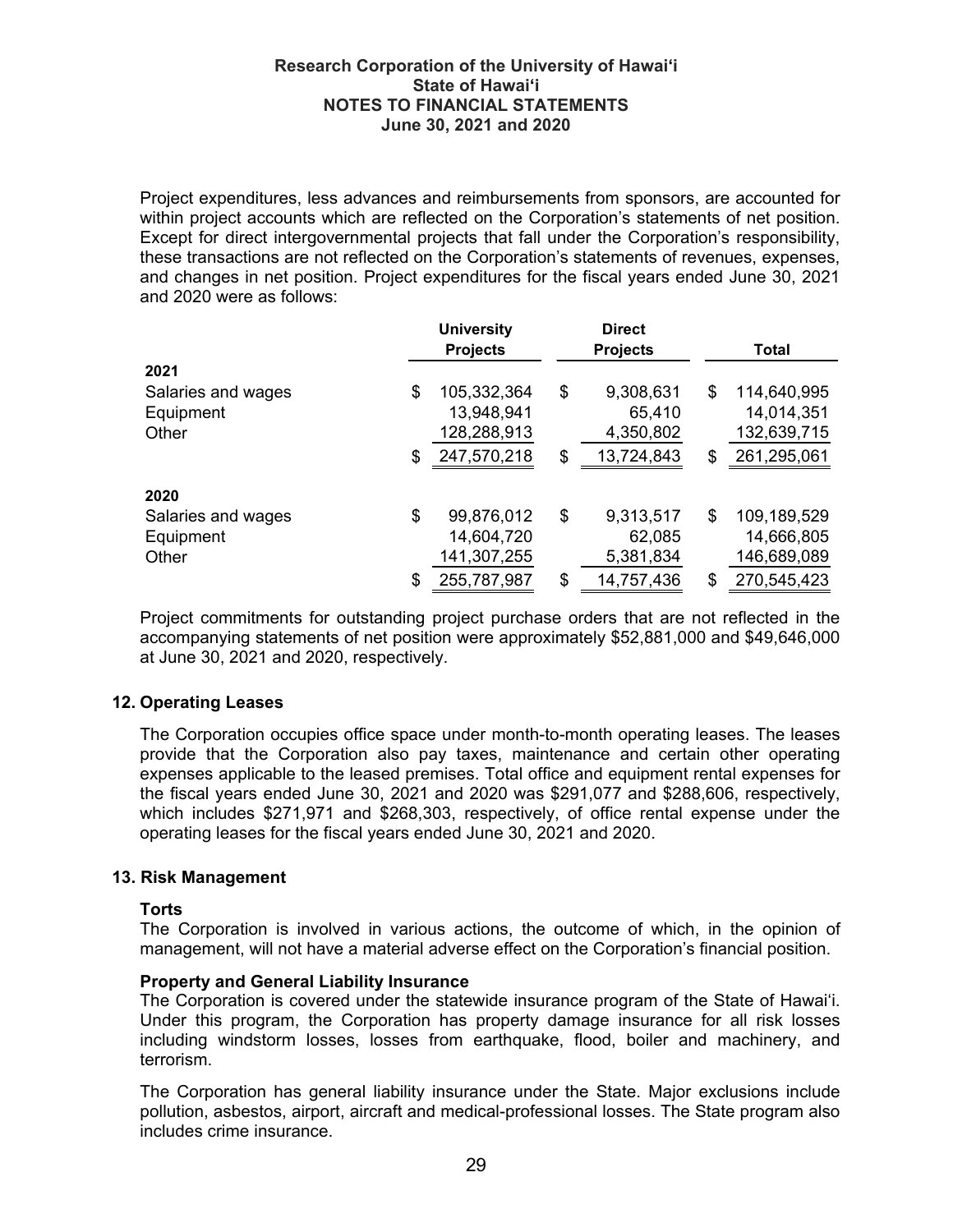Project expenditures, less advances and reimbursements from sponsors, are accounted for within project accounts which are reflected on the Corporation's statements of net position. Except for direct intergovernmental projects that fall under the Corporation's responsibility, these transactions are not reflected on the Corporation's statements of revenues, expenses, and changes in net position. Project expenditures for the fiscal years ended June 30, 2021 and 2020 were as follows:

| | University Projects | Direct Projects | Total |
|---|---|---|---|
| **2021** | | | |
| Salaries and wages | $ 105,332,364 | $ 9,308,631 | $ 114,640,995 |
| Equipment | 13,948,941 | 65,410 | 14,014,351 |
| Other | 128,288,913 | 4,350,802 | 132,639,715 |
| | $ 247,570,218 | $ 13,724,843 | $ 261,295,061 |
| **2020** | | | |
| Salaries and wages | $ 99,876,012 | $ 9,313,517 | $ 109,189,529 |
| Equipment | 14,604,720 | 62,085 | 14,666,805 |
| Other | 141,307,255 | 5,381,834 | 146,689,089 |
| | $ 255,787,987 | $ 14,757,436 | $ 270,545,423 |

Project commitments for outstanding project purchase orders that are not reflected in the accompanying statements of net position were approximately $52,881,000 and $49,646,000 at June 30, 2021 and 2020, respectively.

## 12. Operating Leases

The Corporation occupies office space under month-to-month operating leases. The leases provide that the Corporation also pay taxes, maintenance and certain other operating expenses applicable to the leased premises. Total office and equipment rental expenses for the fiscal years ended June 30, 2021 and 2020 was $291,077 and $288,606, respectively, which includes $271,971 and $268,303, respectively, of office rental expense under the operating leases for the fiscal years ended June 30, 2021 and 2020.

## 13. Risk Management

### Torts

The Corporation is involved in various actions, the outcome of which, in the opinion of management, will not have a material adverse effect on the Corporation's financial position.

### Property and General Liability Insurance

The Corporation is covered under the statewide insurance program of the State of Hawaiʻi. Under this program, the Corporation has property damage insurance for all risk losses including windstorm losses, losses from earthquake, flood, boiler and machinery, and terrorism.

The Corporation has general liability insurance under the State. Major exclusions include pollution, asbestos, airport, aircraft and medical-professional losses. The State program also includes crime insurance.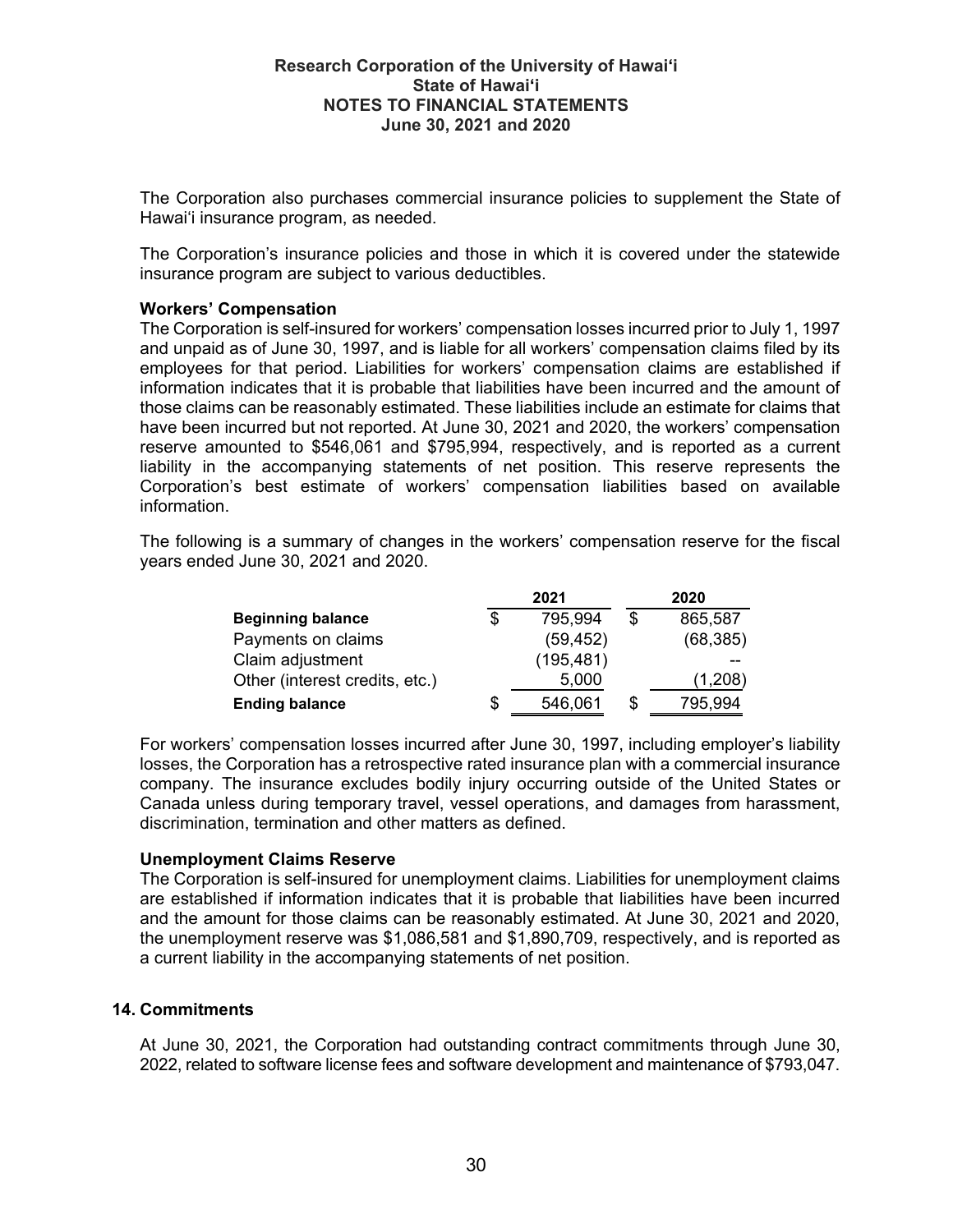The Corporation also purchases commercial insurance policies to supplement the State of Hawaiʻi insurance program, as needed.

The Corporation's insurance policies and those in which it is covered under the statewide insurance program are subject to various deductibles.

**Workers' Compensation**

The Corporation is self-insured for workers' compensation losses incurred prior to July 1, 1997 and unpaid as of June 30, 1997, and is liable for all workers' compensation claims filed by its employees for that period. Liabilities for workers' compensation claims are established if information indicates that it is probable that liabilities have been incurred and the amount of those claims can be reasonably estimated. These liabilities include an estimate for claims that have been incurred but not reported. At June 30, 2021 and 2020, the workers' compensation reserve amounted to $546,061 and $795,994, respectively, and is reported as a current liability in the accompanying statements of net position. This reserve represents the Corporation's best estimate of workers' compensation liabilities based on available information.

The following is a summary of changes in the workers' compensation reserve for the fiscal years ended June 30, 2021 and 2020.

| | 2021 | 2020 |
|---|---|---|
| **Beginning balance** | $ 795,994 | $ 865,587 |
| Payments on claims | (59,452) | (68,385) |
| Claim adjustment | (195,481) | -- |
| Other (interest credits, etc.) | 5,000 | (1,208) |
| **Ending balance** | $ 546,061 | $ 795,994 |

For workers' compensation losses incurred after June 30, 1997, including employer's liability losses, the Corporation has a retrospective rated insurance plan with a commercial insurance company. The insurance excludes bodily injury occurring outside of the United States or Canada unless during temporary travel, vessel operations, and damages from harassment, discrimination, termination and other matters as defined.

**Unemployment Claims Reserve**

The Corporation is self-insured for unemployment claims. Liabilities for unemployment claims are established if information indicates that it is probable that liabilities have been incurred and the amount for those claims can be reasonably estimated. At June 30, 2021 and 2020, the unemployment reserve was $1,086,581 and $1,890,709, respectively, and is reported as a current liability in the accompanying statements of net position.

## 14. Commitments

At June 30, 2021, the Corporation had outstanding contract commitments through June 30, 2022, related to software license fees and software development and maintenance of $793,047.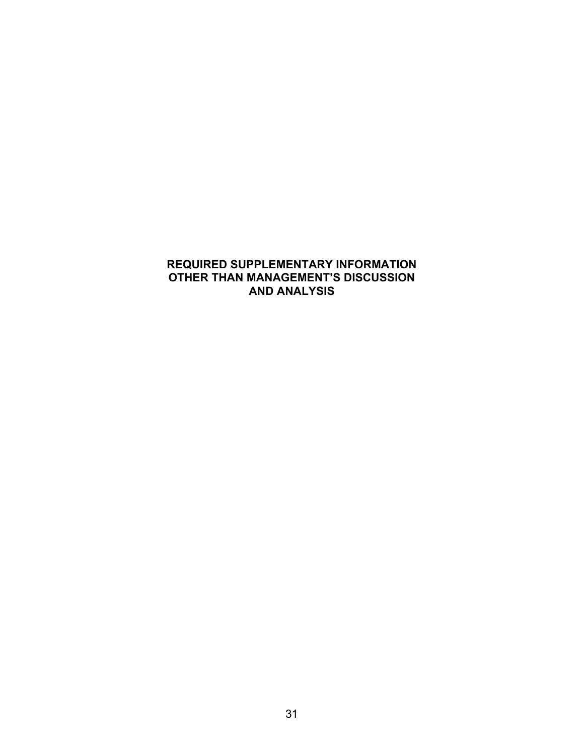# REQUIRED SUPPLEMENTARY INFORMATION OTHER THAN MANAGEMENT'S DISCUSSION AND ANALYSIS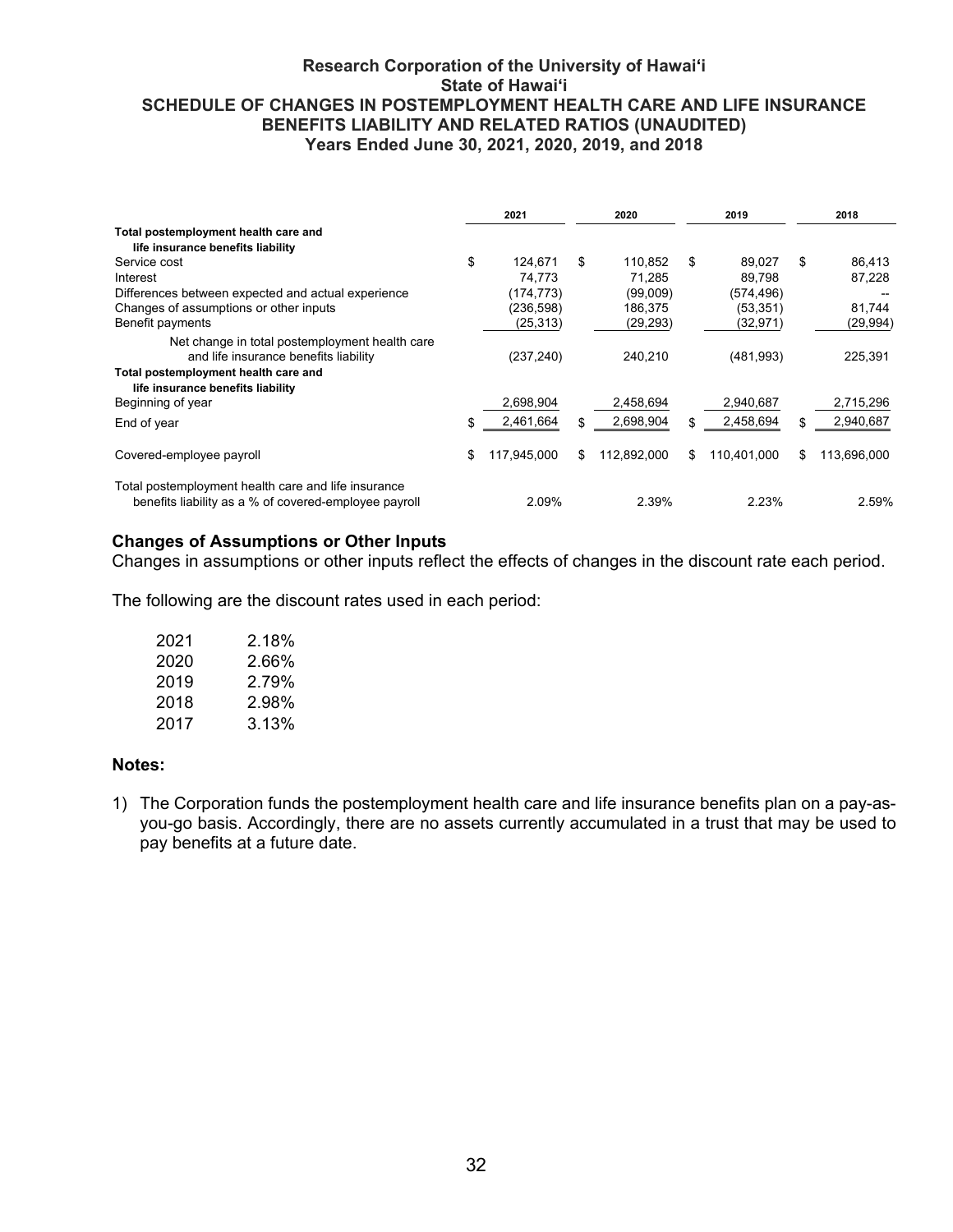# Research Corporation of the University of Hawai'i
## State of Hawai'i
## SCHEDULE OF CHANGES IN POSTEMPLOYMENT HEALTH CARE AND LIFE INSURANCE BENEFITS LIABILITY AND RELATED RATIOS (UNAUDITED)
### Years Ended June 30, 2021, 2020, 2019, and 2018

| | 2021 | 2020 | 2019 | 2018 |
|---|---|---|---|---|
| **Total postemployment health care and life insurance benefits liability** | | | | |
| Service cost | $ 124,671 | $ 110,852 | $ 89,027 | $ 86,413 |
| Interest | 74,773 | 71,285 | 89,798 | 87,228 |
| Differences between expected and actual experience | (174,773) | (99,009) | (574,496) | -- |
| Changes of assumptions or other inputs | (236,598) | 186,375 | (53,351) | 81,744 |
| Benefit payments | (25,313) | (29,293) | (32,971) | (29,994) |
| Net change in total postemployment health care and life insurance benefits liability | (237,240) | 240,210 | (481,993) | 225,391 |
| **Total postemployment health care and life insurance benefits liability** | | | | |
| Beginning of year | 2,698,904 | 2,458,694 | 2,940,687 | 2,715,296 |
| End of year | $ 2,461,664 | $ 2,698,904 | $ 2,458,694 | $ 2,940,687 |
| Covered-employee payroll | $ 117,945,000 | $ 112,892,000 | $ 110,401,000 | $ 113,696,000 |
| Total postemployment health care and life insurance benefits liability as a % of covered-employee payroll | 2.09% | 2.39% | 2.23% | 2.59% |

**Changes of Assumptions or Other Inputs**

Changes in assumptions or other inputs reflect the effects of changes in the discount rate each period.

The following are the discount rates used in each period:

| | |
|---|---|
| 2021 | 2.18% |
| 2020 | 2.66% |
| 2019 | 2.79% |
| 2018 | 2.98% |
| 2017 | 3.13% |

**Notes:**

1) The Corporation funds the postemployment health care and life insurance benefits plan on a pay-as-you-go basis. Accordingly, there are no assets currently accumulated in a trust that may be used to pay benefits at a future date.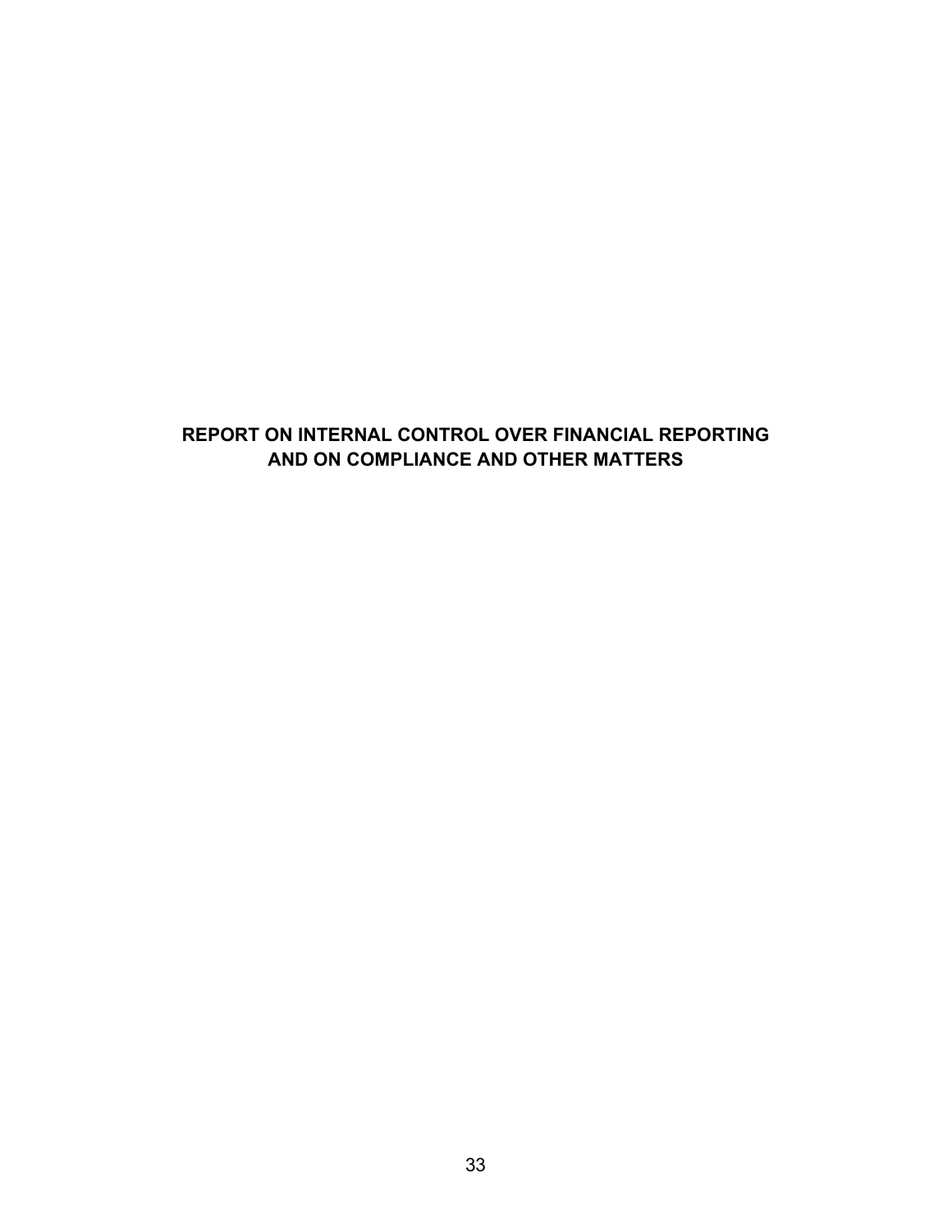# REPORT ON INTERNAL CONTROL OVER FINANCIAL REPORTING AND ON COMPLIANCE AND OTHER MATTERS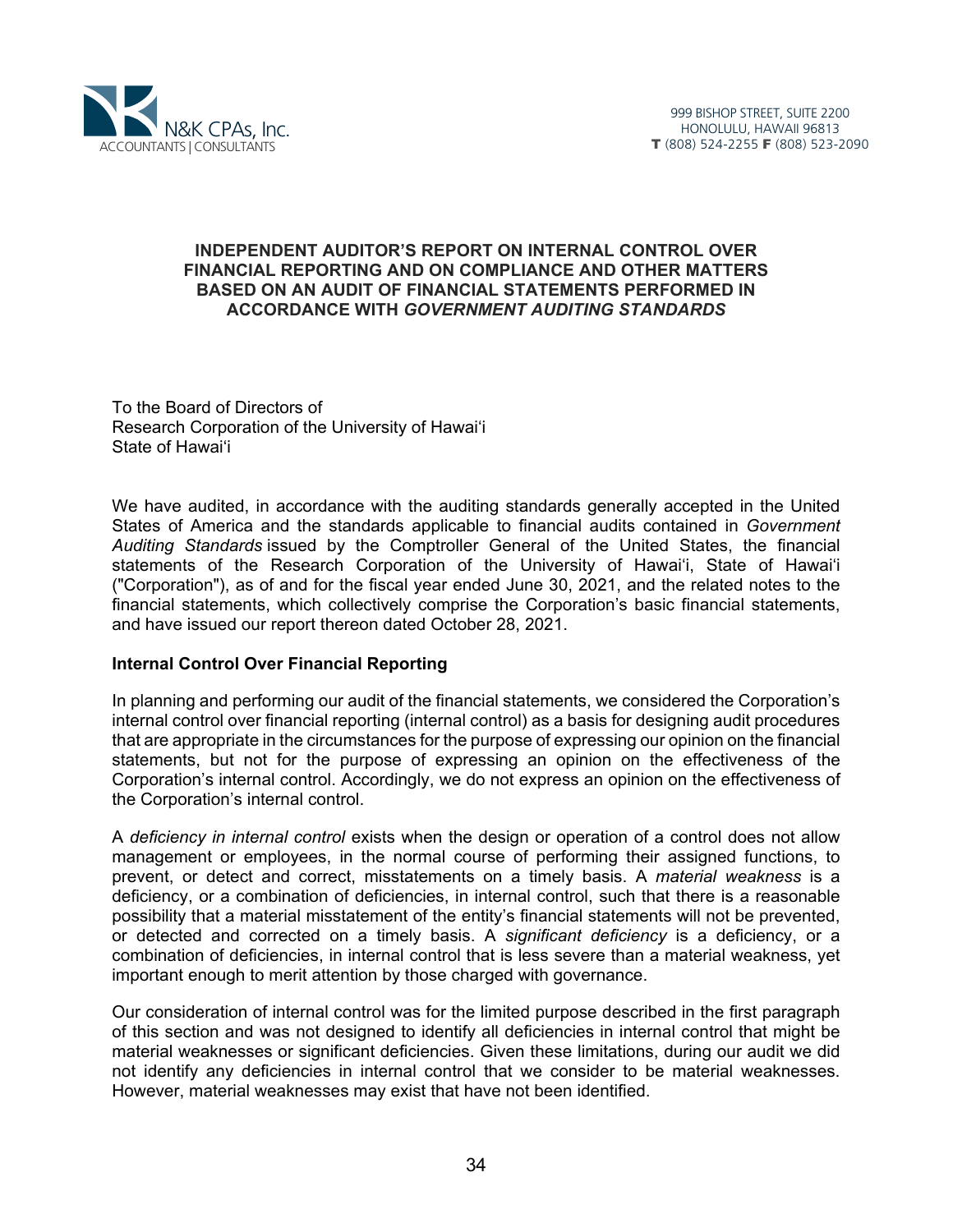N&K CPAs, Inc.
ACCOUNTANTS | CONSULTANTS

999 BISHOP STREET, SUITE 2200
HONOLULU, HAWAII 96813
**T** (808) 524-2255 **F** (808) 523-2090

# INDEPENDENT AUDITOR'S REPORT ON INTERNAL CONTROL OVER FINANCIAL REPORTING AND ON COMPLIANCE AND OTHER MATTERS BASED ON AN AUDIT OF FINANCIAL STATEMENTS PERFORMED IN ACCORDANCE WITH *GOVERNMENT AUDITING STANDARDS*

To the Board of Directors of
Research Corporation of the University of Hawai'i
State of Hawai'i

We have audited, in accordance with the auditing standards generally accepted in the United States of America and the standards applicable to financial audits contained in *Government Auditing Standards* issued by the Comptroller General of the United States, the financial statements of the Research Corporation of the University of Hawai'i, State of Hawai'i ("Corporation"), as of and for the fiscal year ended June 30, 2021, and the related notes to the financial statements, which collectively comprise the Corporation's basic financial statements, and have issued our report thereon dated October 28, 2021.

## Internal Control Over Financial Reporting

In planning and performing our audit of the financial statements, we considered the Corporation's internal control over financial reporting (internal control) as a basis for designing audit procedures that are appropriate in the circumstances for the purpose of expressing our opinion on the financial statements, but not for the purpose of expressing an opinion on the effectiveness of the Corporation's internal control. Accordingly, we do not express an opinion on the effectiveness of the Corporation's internal control.

A *deficiency in internal control* exists when the design or operation of a control does not allow management or employees, in the normal course of performing their assigned functions, to prevent, or detect and correct, misstatements on a timely basis. A *material weakness* is a deficiency, or a combination of deficiencies, in internal control, such that there is a reasonable possibility that a material misstatement of the entity's financial statements will not be prevented, or detected and corrected on a timely basis. A *significant deficiency* is a deficiency, or a combination of deficiencies, in internal control that is less severe than a material weakness, yet important enough to merit attention by those charged with governance.

Our consideration of internal control was for the limited purpose described in the first paragraph of this section and was not designed to identify all deficiencies in internal control that might be material weaknesses or significant deficiencies. Given these limitations, during our audit we did not identify any deficiencies in internal control that we consider to be material weaknesses. However, material weaknesses may exist that have not been identified.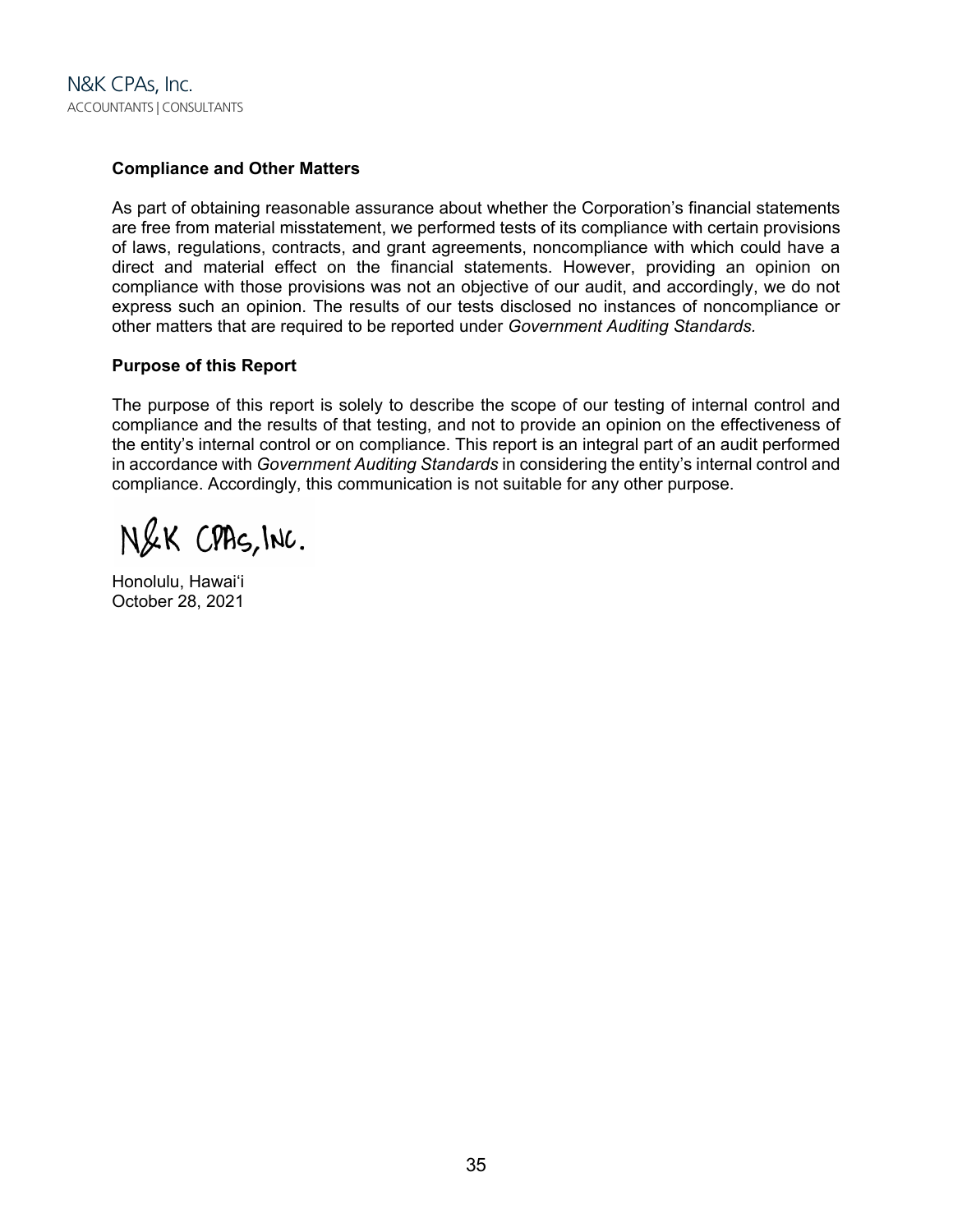N&K CPAs, Inc.
ACCOUNTANTS | CONSULTANTS

**Compliance and Other Matters**

As part of obtaining reasonable assurance about whether the Corporation's financial statements are free from material misstatement, we performed tests of its compliance with certain provisions of laws, regulations, contracts, and grant agreements, noncompliance with which could have a direct and material effect on the financial statements. However, providing an opinion on compliance with those provisions was not an objective of our audit, and accordingly, we do not express such an opinion. The results of our tests disclosed no instances of noncompliance or other matters that are required to be reported under *Government Auditing Standards.*

**Purpose of this Report**

The purpose of this report is solely to describe the scope of our testing of internal control and compliance and the results of that testing, and not to provide an opinion on the effectiveness of the entity's internal control or on compliance. This report is an integral part of an audit performed in accordance with *Government Auditing Standards* in considering the entity's internal control and compliance. Accordingly, this communication is not suitable for any other purpose.

N&K CPAs, Inc.

Honolulu, Hawai'i
October 28, 2021